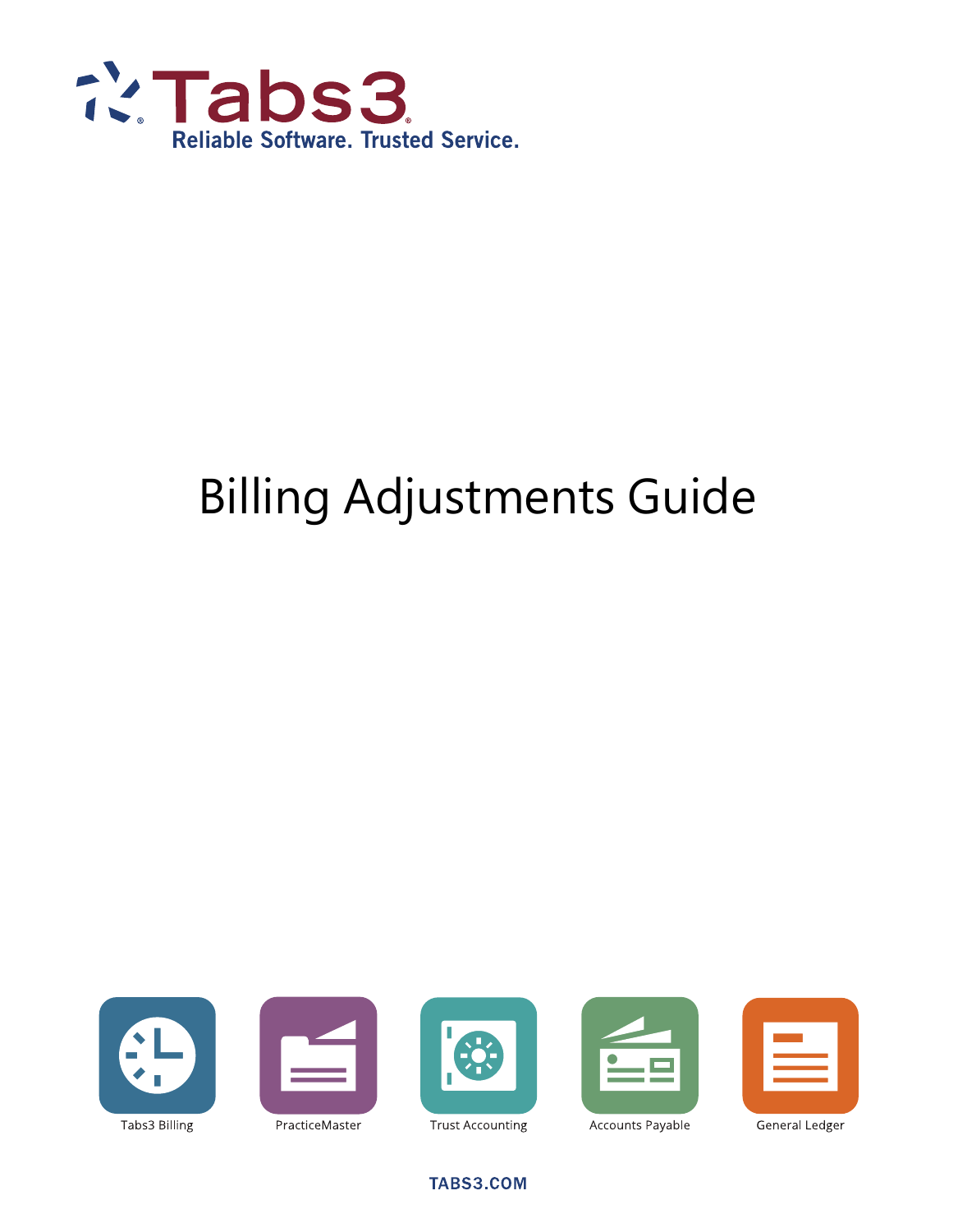Tabs3

Reliable Software. Trusted Service.

# Billing Adjustments Guide

Tabs3 Billing

PracticeMaster

Trust Accounting

Accounts Payable

General Ledger

TABS3.COM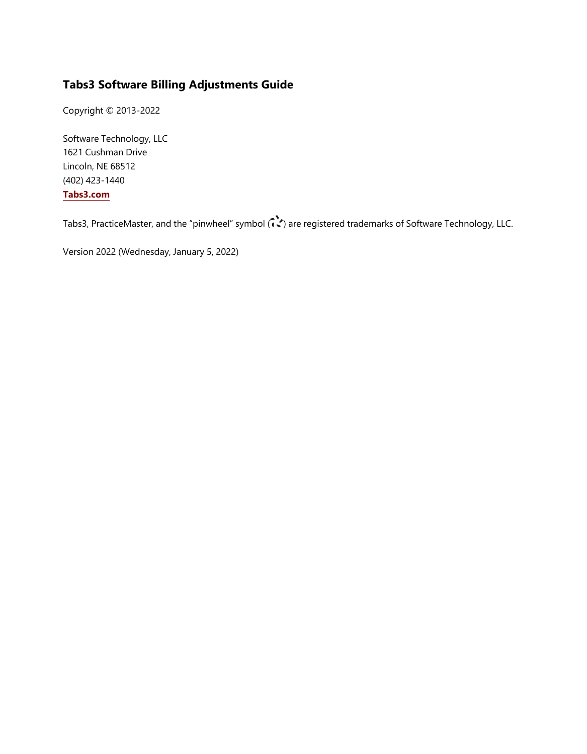# Tabs3 Software Billing Adjustments Guide

Copyright © 2013-2022

Software Technology, LLC
1621 Cushman Drive
Lincoln, NE 68512
(402) 423-1440
**Tabs3.com**

Tabs3, PracticeMaster, and the "pinwheel" symbol ( ) are registered trademarks of Software Technology, LLC.

Version 2022 (Wednesday, January 5, 2022)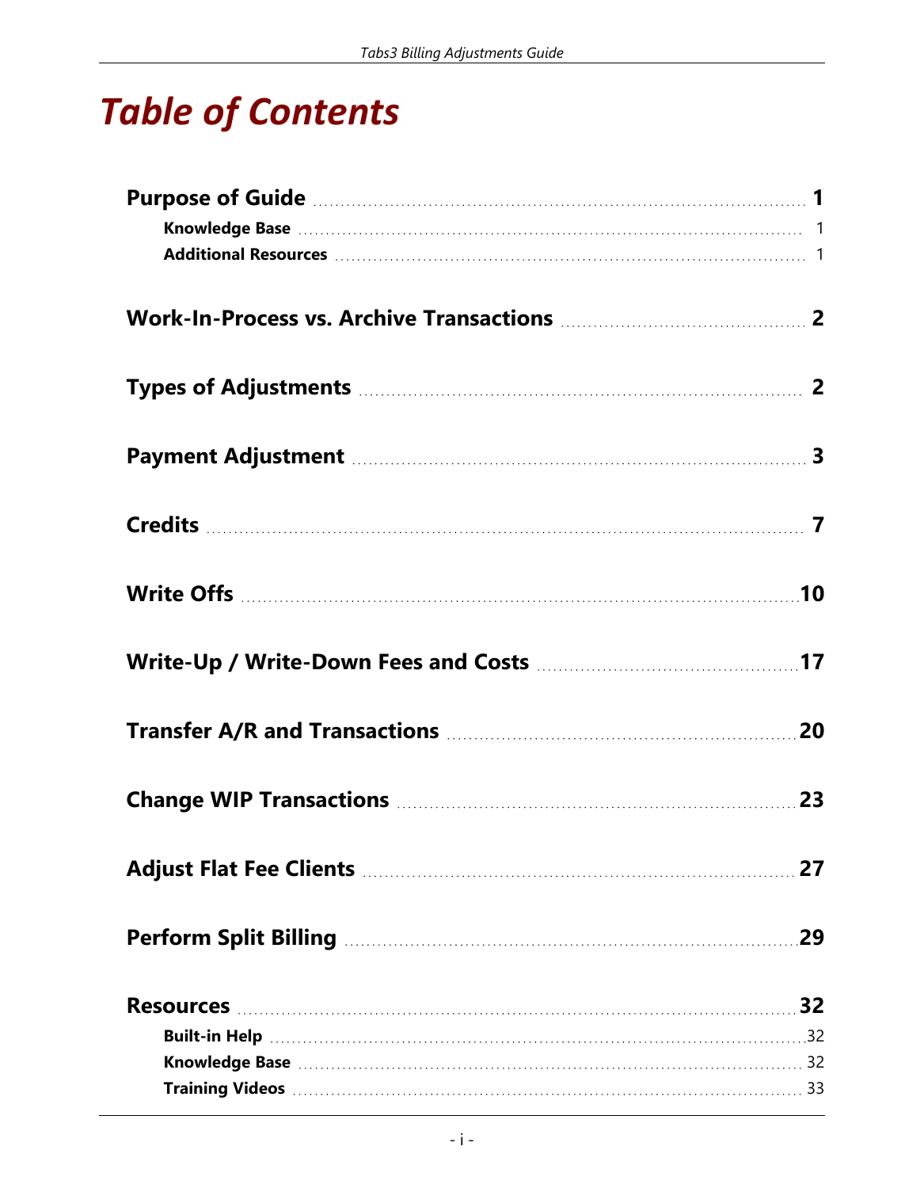# Table of Contents

**Purpose of Guide** ........ **1**
- **Knowledge Base** ........ 1
- **Additional Resources** ........ 1

**Work-In-Process vs. Archive Transactions** ........ **2**

**Types of Adjustments** ........ **2**

**Payment Adjustment** ........ **3**

**Credits** ........ **7**

**Write Offs** ........ **10**

**Write-Up / Write-Down Fees and Costs** ........ **17**

**Transfer A/R and Transactions** ........ **20**

**Change WIP Transactions** ........ **23**

**Adjust Flat Fee Clients** ........ **27**

**Perform Split Billing** ........ **29**

**Resources** ........ **32**
- **Built-in Help** ........ 32
- **Knowledge Base** ........ 32
- **Training Videos** ........ 33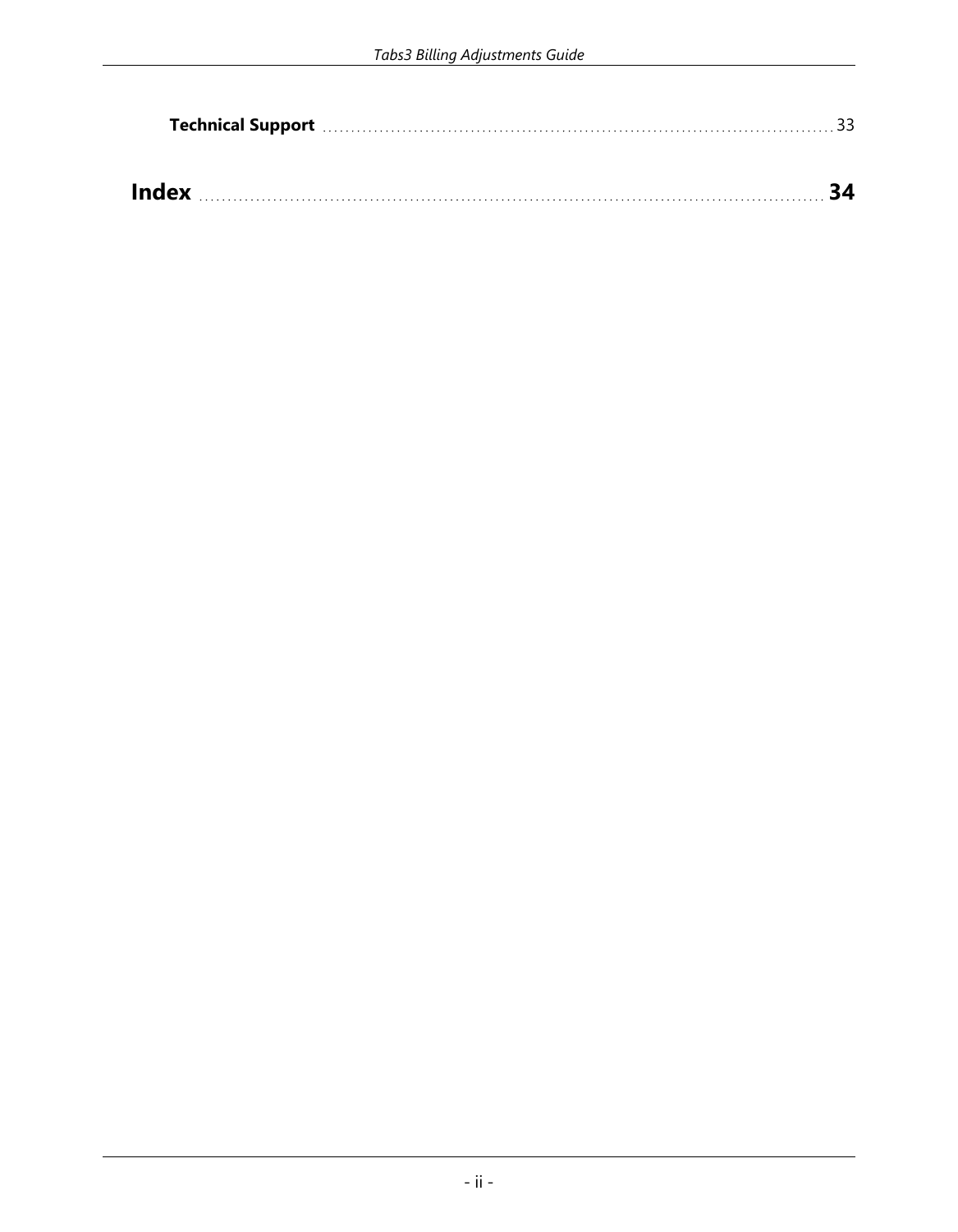**Technical Support** ........................................................................................ 33

**Index** ........................................................................................................ **34**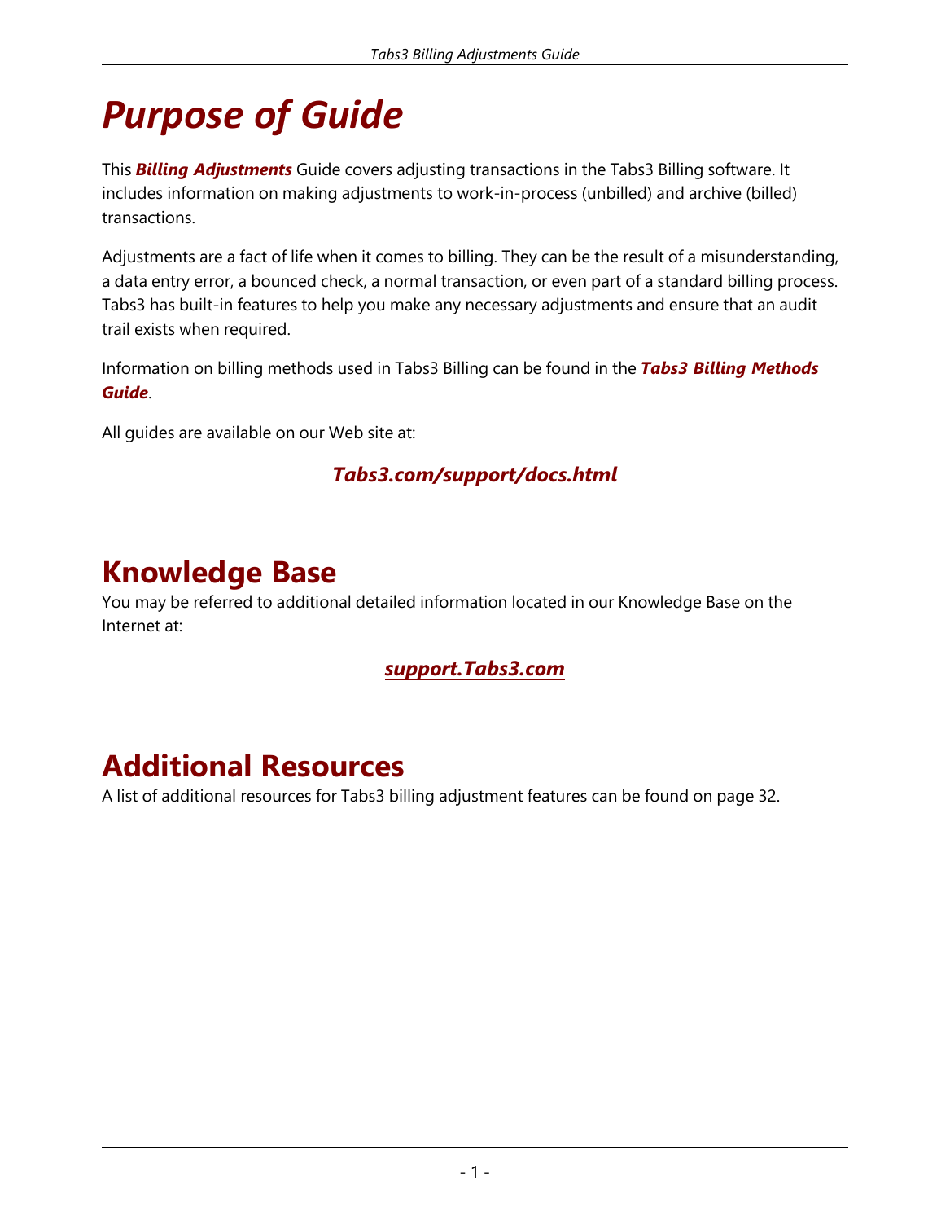# *Purpose of Guide*

This ***Billing Adjustments*** Guide covers adjusting transactions in the Tabs3 Billing software. It includes information on making adjustments to work-in-process (unbilled) and archive (billed) transactions.

Adjustments are a fact of life when it comes to billing. They can be the result of a misunderstanding, a data entry error, a bounced check, a normal transaction, or even part of a standard billing process. Tabs3 has built-in features to help you make any necessary adjustments and ensure that an audit trail exists when required.

Information on billing methods used in Tabs3 Billing can be found in the ***Tabs3 Billing Methods Guide***.

All guides are available on our Web site at:

***Tabs3.com/support/docs.html***

## Knowledge Base

You may be referred to additional detailed information located in our Knowledge Base on the Internet at:

***support.Tabs3.com***

## Additional Resources

A list of additional resources for Tabs3 billing adjustment features can be found on page 32.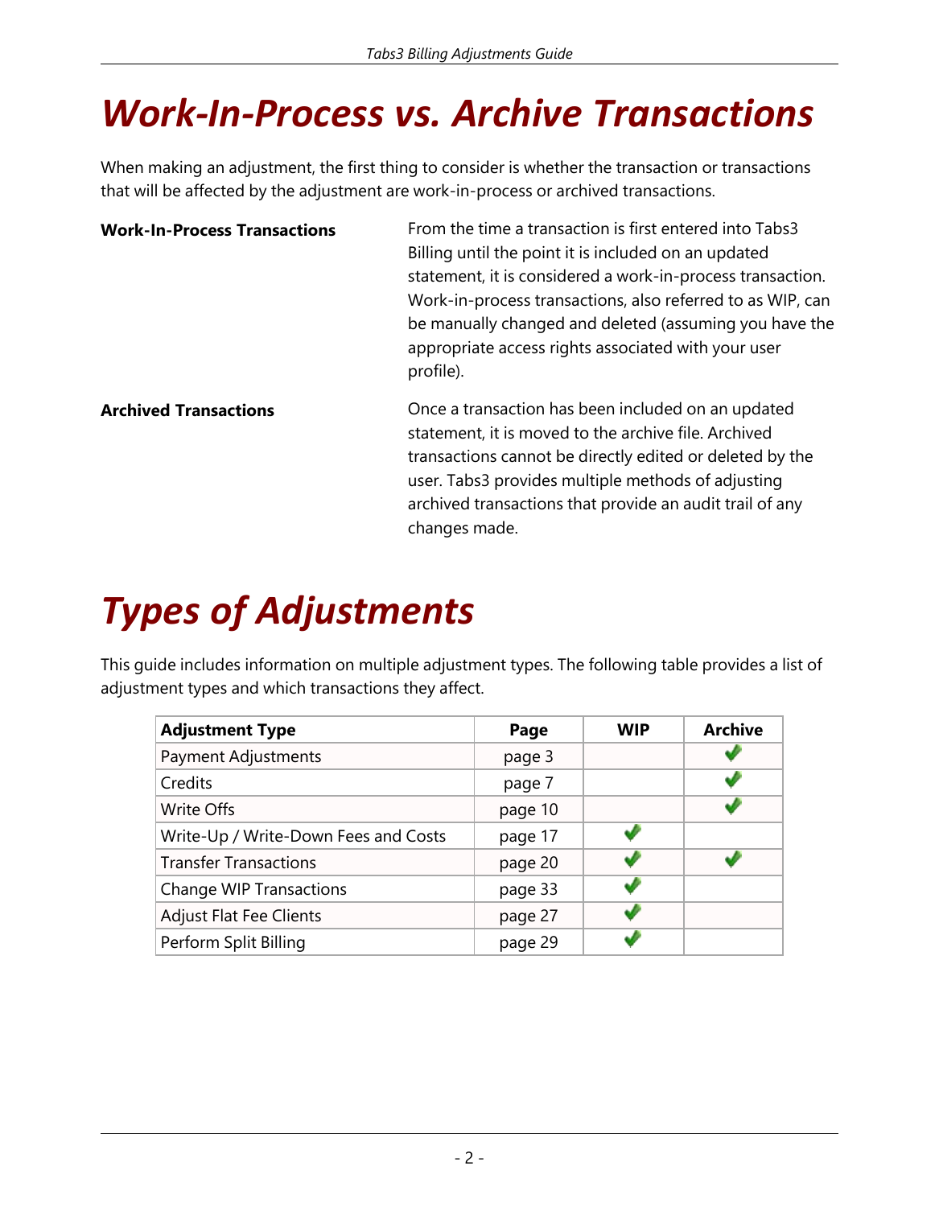# *Work-In-Process vs. Archive Transactions*

When making an adjustment, the first thing to consider is whether the transaction or transactions that will be affected by the adjustment are work-in-process or archived transactions.

**Work-In-Process Transactions**

From the time a transaction is first entered into Tabs3 Billing until the point it is included on an updated statement, it is considered a work-in-process transaction. Work-in-process transactions, also referred to as WIP, can be manually changed and deleted (assuming you have the appropriate access rights associated with your user profile).

**Archived Transactions**

Once a transaction has been included on an updated statement, it is moved to the archive file. Archived transactions cannot be directly edited or deleted by the user. Tabs3 provides multiple methods of adjusting archived transactions that provide an audit trail of any changes made.

# *Types of Adjustments*

This guide includes information on multiple adjustment types. The following table provides a list of adjustment types and which transactions they affect.

| Adjustment Type | Page | WIP | Archive |
|---|---|---|---|
| Payment Adjustments | page 3 | | ✔ |
| Credits | page 7 | | ✔ |
| Write Offs | page 10 | | ✔ |
| Write-Up / Write-Down Fees and Costs | page 17 | ✔ | |
| Transfer Transactions | page 20 | ✔ | ✔ |
| Change WIP Transactions | page 33 | ✔ | |
| Adjust Flat Fee Clients | page 27 | ✔ | |
| Perform Split Billing | page 29 | ✔ | |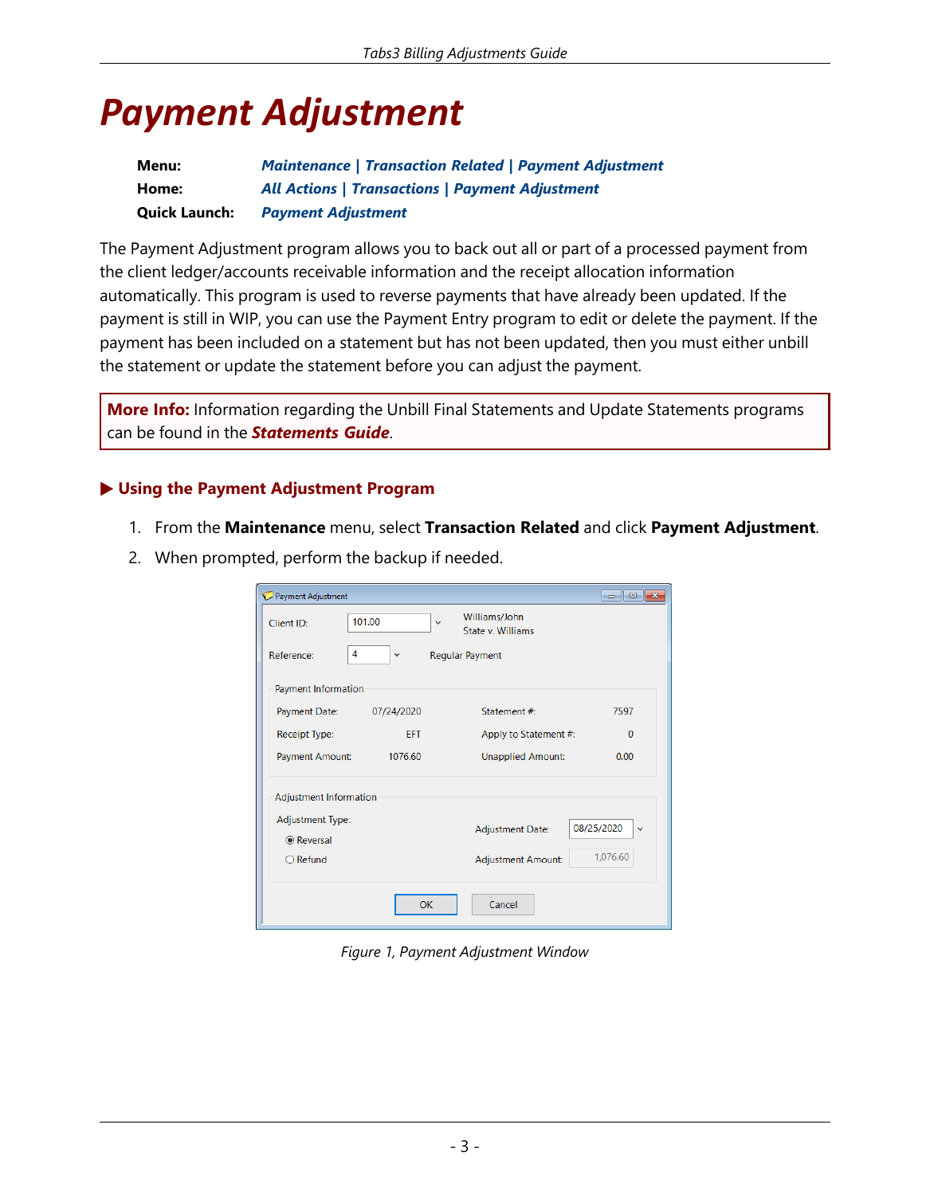# Payment Adjustment

**Menu:** *Maintenance | Transaction Related | Payment Adjustment*
**Home:** *All Actions | Transactions | Payment Adjustment*
**Quick Launch:** *Payment Adjustment*

The Payment Adjustment program allows you to back out all or part of a processed payment from the client ledger/accounts receivable information and the receipt allocation information automatically. This program is used to reverse payments that have already been updated. If the payment is still in WIP, you can use the Payment Entry program to edit or delete the payment. If the payment has been included on a statement but has not been updated, then you must either unbill the statement or update the statement before you can adjust the payment.

**More Info:** Information regarding the Unbill Final Statements and Update Statements programs can be found in the ***Statements Guide***.

### ▶ Using the Payment Adjustment Program

1. From the **Maintenance** menu, select **Transaction Related** and click **Payment Adjustment**.
2. When prompted, perform the backup if needed.

*Figure 1, Payment Adjustment Window*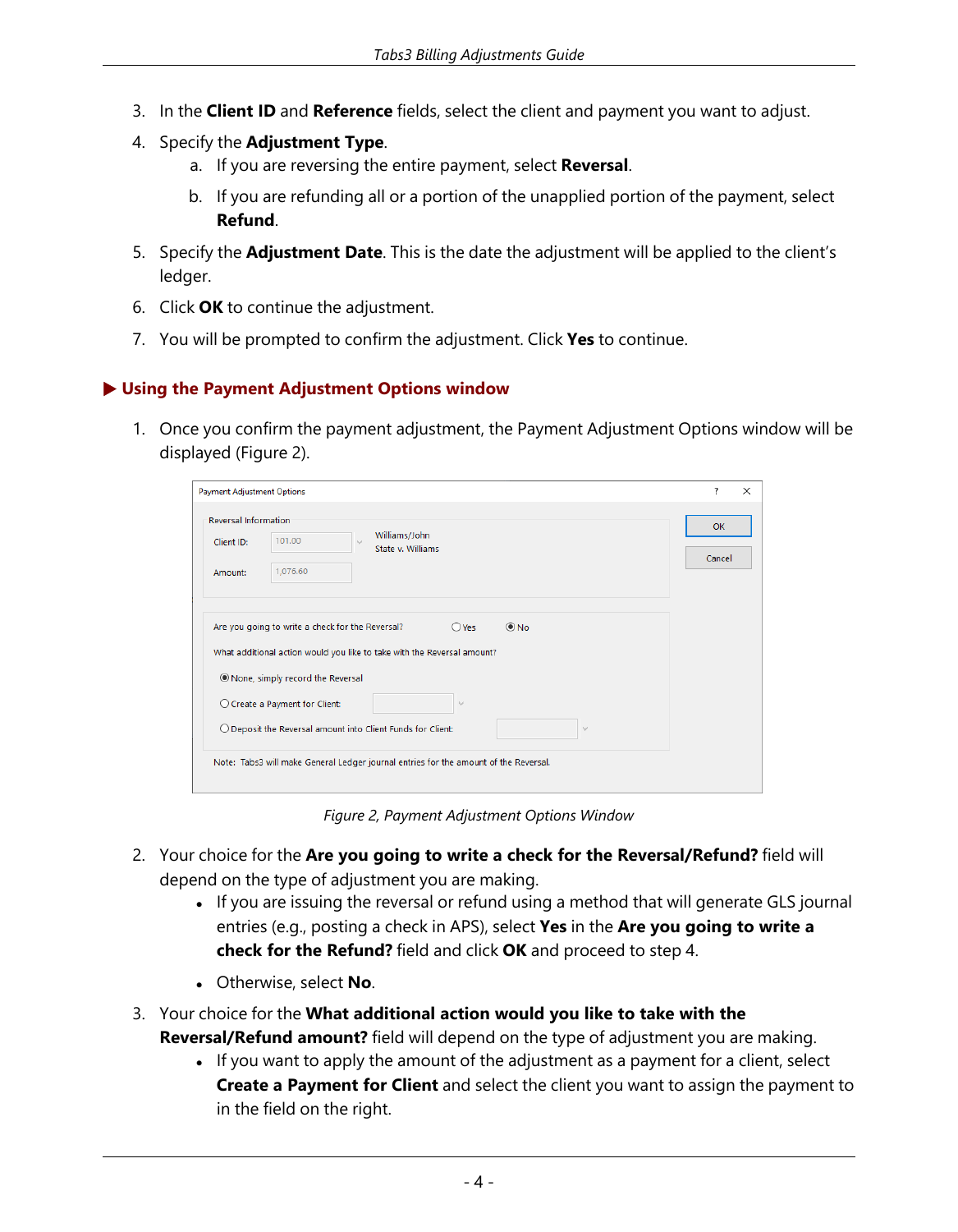3. In the **Client ID** and **Reference** fields, select the client and payment you want to adjust.
4. Specify the **Adjustment Type**.
   a. If you are reversing the entire payment, select **Reversal**.
   b. If you are refunding all or a portion of the unapplied portion of the payment, select **Refund**.
5. Specify the **Adjustment Date**. This is the date the adjustment will be applied to the client's ledger.
6. Click **OK** to continue the adjustment.
7. You will be prompted to confirm the adjustment. Click **Yes** to continue.

### ▶ Using the Payment Adjustment Options window

1. Once you confirm the payment adjustment, the Payment Adjustment Options window will be displayed (Figure 2).

*Figure 2, Payment Adjustment Options Window*

2. Your choice for the **Are you going to write a check for the Reversal/Refund?** field will depend on the type of adjustment you are making.
   - If you are issuing the reversal or refund using a method that will generate GLS journal entries (e.g., posting a check in APS), select **Yes** in the **Are you going to write a check for the Refund?** field and click **OK** and proceed to step 4.
   - Otherwise, select **No**.
3. Your choice for the **What additional action would you like to take with the Reversal/Refund amount?** field will depend on the type of adjustment you are making.
   - If you want to apply the amount of the adjustment as a payment for a client, select **Create a Payment for Client** and select the client you want to assign the payment to in the field on the right.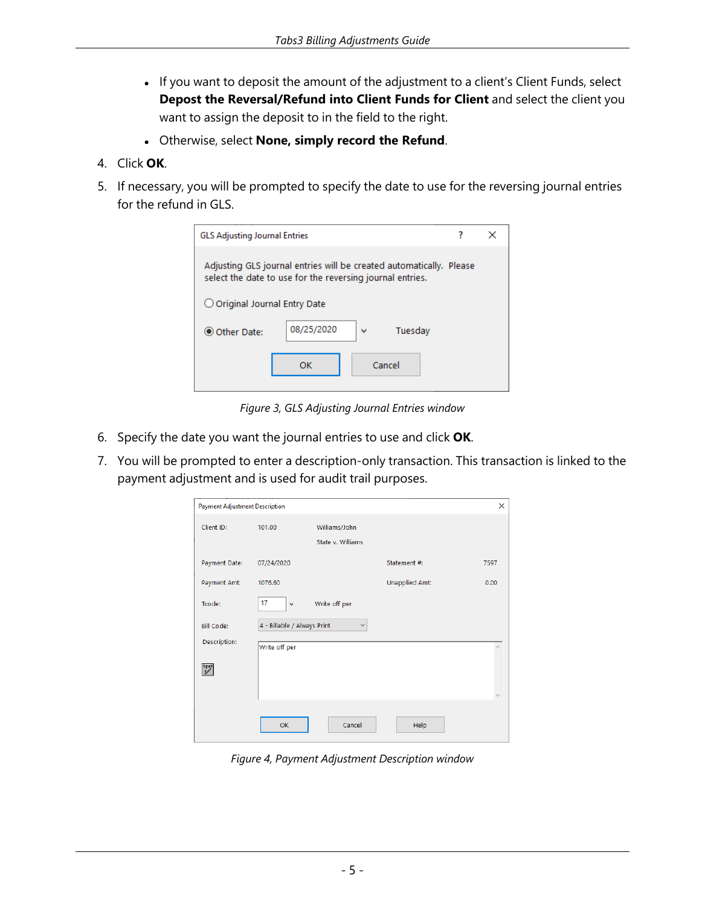- If you want to deposit the amount of the adjustment to a client's Client Funds, select **Depost the Reversal/Refund into Client Funds for Client** and select the client you want to assign the deposit to in the field to the right.
- Otherwise, select **None, simply record the Refund**.

4. Click **OK**.
5. If necessary, you will be prompted to specify the date to use for the reversing journal entries for the refund in GLS.

*Figure 3, GLS Adjusting Journal Entries window*

6. Specify the date you want the journal entries to use and click **OK**.
7. You will be prompted to enter a description-only transaction. This transaction is linked to the payment adjustment and is used for audit trail purposes.

*Figure 4, Payment Adjustment Description window*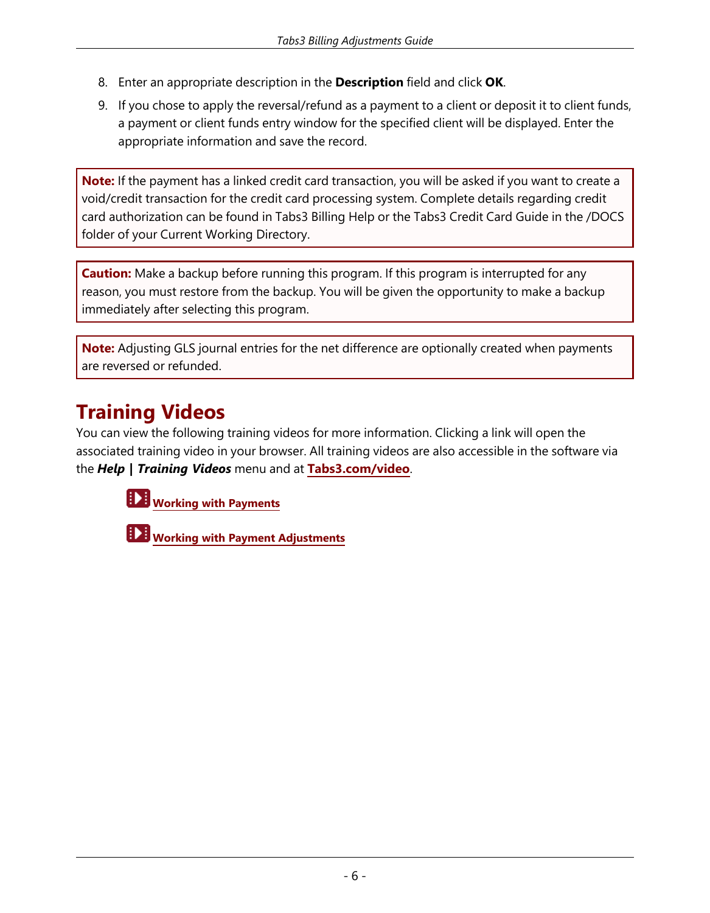8. Enter an appropriate description in the **Description** field and click **OK**.
9. If you chose to apply the reversal/refund as a payment to a client or deposit it to client funds, a payment or client funds entry window for the specified client will be displayed. Enter the appropriate information and save the record.

> **Note:** If the payment has a linked credit card transaction, you will be asked if you want to create a void/credit transaction for the credit card processing system. Complete details regarding credit card authorization can be found in Tabs3 Billing Help or the Tabs3 Credit Card Guide in the /DOCS folder of your Current Working Directory.

> **Caution:** Make a backup before running this program. If this program is interrupted for any reason, you must restore from the backup. You will be given the opportunity to make a backup immediately after selecting this program.

> **Note:** Adjusting GLS journal entries for the net difference are optionally created when payments are reversed or refunded.

# Training Videos

You can view the following training videos for more information. Clicking a link will open the associated training video in your browser. All training videos are also accessible in the software via the ***Help | Training Videos*** menu and at **Tabs3.com/video**.

- **Working with Payments**
- **Working with Payment Adjustments**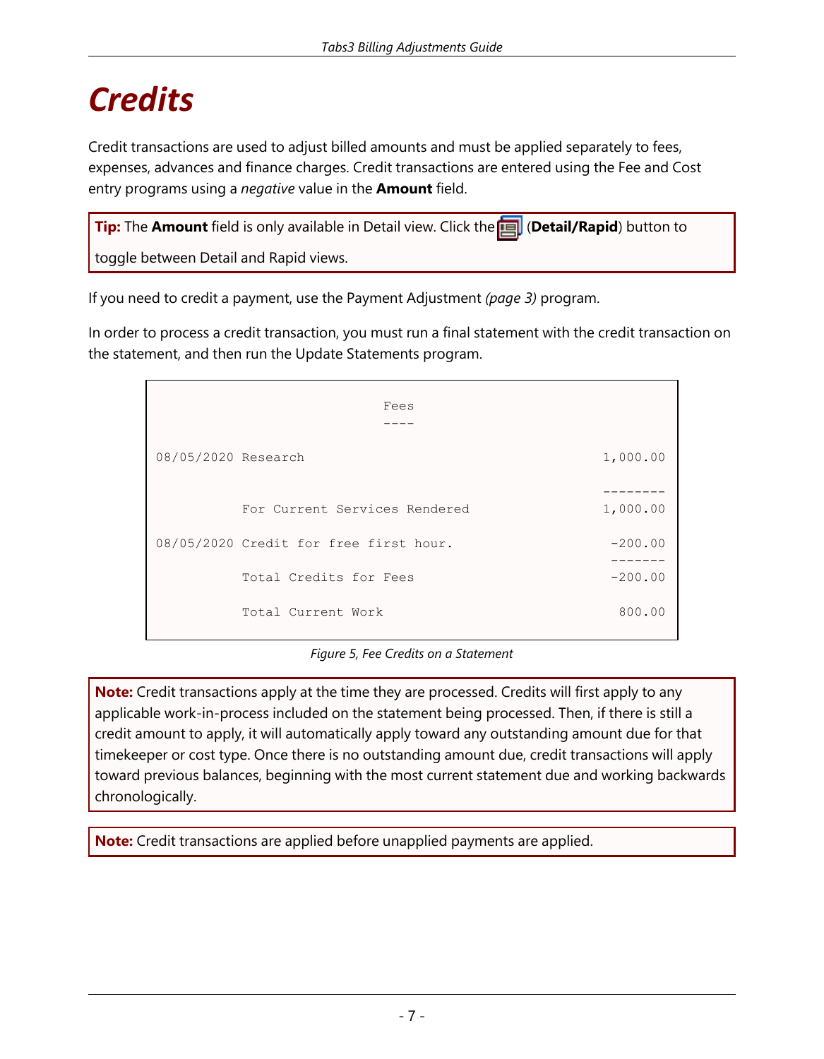# Credits

Credit transactions are used to adjust billed amounts and must be applied separately to fees, expenses, advances and finance charges. Credit transactions are entered using the Fee and Cost entry programs using a *negative* value in the **Amount** field.

> **Tip:** The **Amount** field is only available in Detail view. Click the (**Detail/Rapid**) button to toggle between Detail and Rapid views.

If you need to credit a payment, use the Payment Adjustment *(page 3)* program.

In order to process a credit transaction, you must run a final statement with the credit transaction on the statement, and then run the Update Statements program.

```
                              Fees
                              ----

08/05/2020 Research                                        1,000.00

                                                           --------
           For Current Services Rendered                   1,000.00

08/05/2020 Credit for free first hour.                      -200.00
                                                            -------
           Total Credits for Fees                           -200.00

           Total Current Work                                800.00
```

*Figure 5, Fee Credits on a Statement*

> **Note:** Credit transactions apply at the time they are processed. Credits will first apply to any applicable work-in-process included on the statement being processed. Then, if there is still a credit amount to apply, it will automatically apply toward any outstanding amount due for that timekeeper or cost type. Once there is no outstanding amount due, credit transactions will apply toward previous balances, beginning with the most current statement due and working backwards chronologically.

> **Note:** Credit transactions are applied before unapplied payments are applied.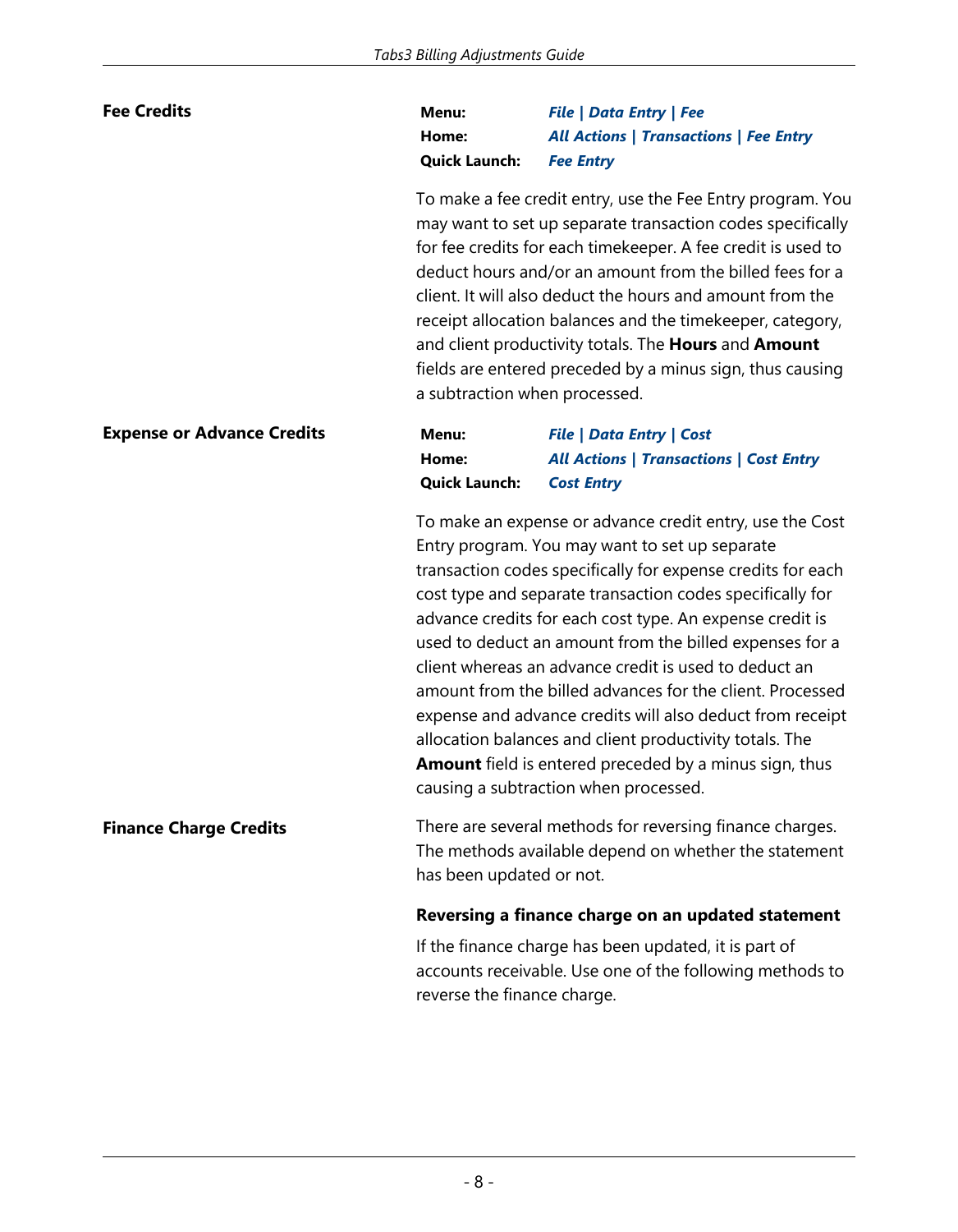## Fee Credits

**Menu:** ***File | Data Entry | Fee***
**Home:** ***All Actions | Transactions | Fee Entry***
**Quick Launch:** ***Fee Entry***

To make a fee credit entry, use the Fee Entry program. You may want to set up separate transaction codes specifically for fee credits for each timekeeper. A fee credit is used to deduct hours and/or an amount from the billed fees for a client. It will also deduct the hours and amount from the receipt allocation balances and the timekeeper, category, and client productivity totals. The **Hours** and **Amount** fields are entered preceded by a minus sign, thus causing a subtraction when processed.

## Expense or Advance Credits

**Menu:** ***File | Data Entry | Cost***
**Home:** ***All Actions | Transactions | Cost Entry***
**Quick Launch:** ***Cost Entry***

To make an expense or advance credit entry, use the Cost Entry program. You may want to set up separate transaction codes specifically for expense credits for each cost type and separate transaction codes specifically for advance credits for each cost type. An expense credit is used to deduct an amount from the billed expenses for a client whereas an advance credit is used to deduct an amount from the billed advances for the client. Processed expense and advance credits will also deduct from receipt allocation balances and client productivity totals. The **Amount** field is entered preceded by a minus sign, thus causing a subtraction when processed.

## Finance Charge Credits

There are several methods for reversing finance charges. The methods available depend on whether the statement has been updated or not.

**Reversing a finance charge on an updated statement**

If the finance charge has been updated, it is part of accounts receivable. Use one of the following methods to reverse the finance charge.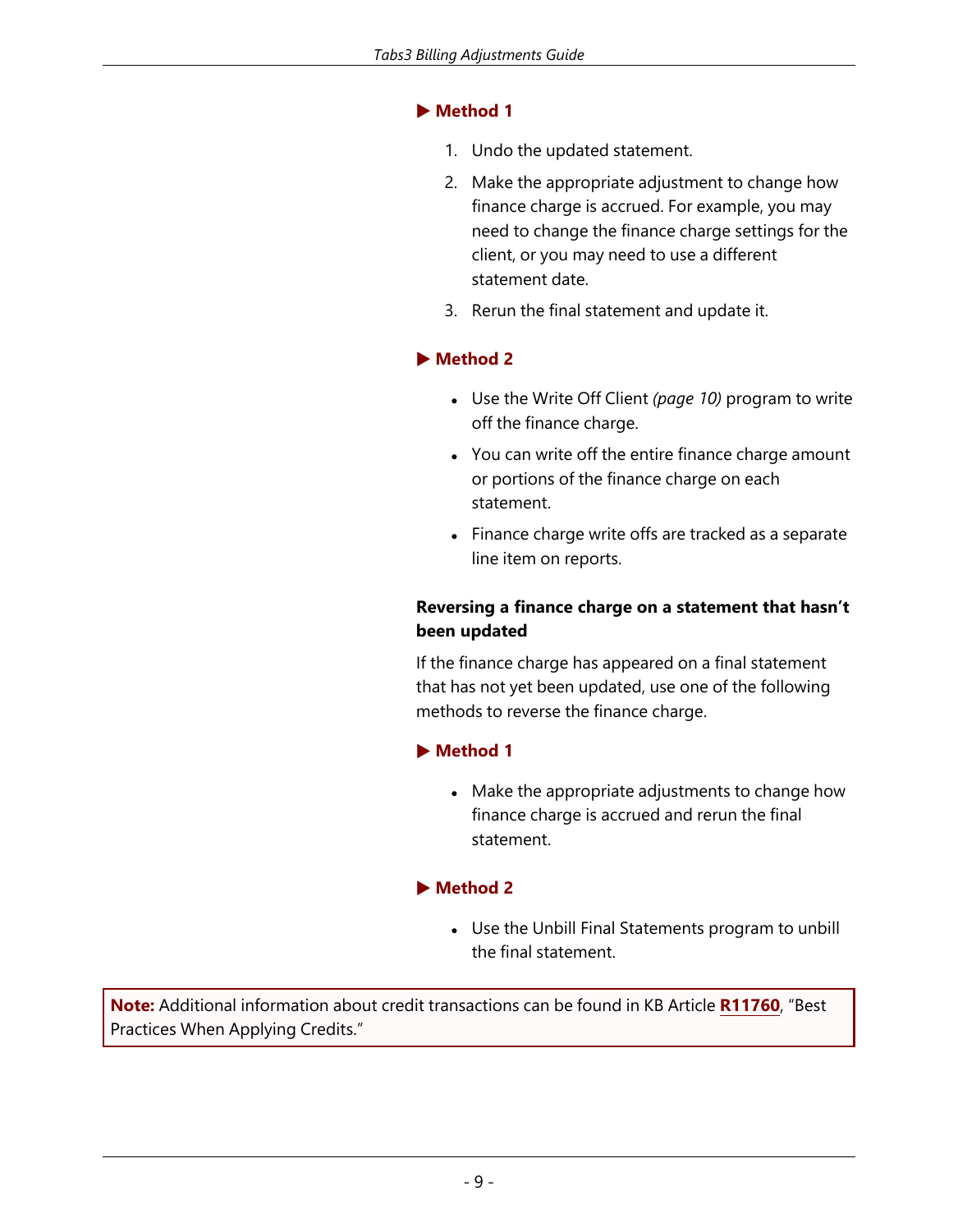**▶ Method 1**

1. Undo the updated statement.
2. Make the appropriate adjustment to change how finance charge is accrued. For example, you may need to change the finance charge settings for the client, or you may need to use a different statement date.
3. Rerun the final statement and update it.

**▶ Method 2**

- Use the Write Off Client *(page 10)* program to write off the finance charge.
- You can write off the entire finance charge amount or portions of the finance charge on each statement.
- Finance charge write offs are tracked as a separate line item on reports.

**Reversing a finance charge on a statement that hasn't been updated**

If the finance charge has appeared on a final statement that has not yet been updated, use one of the following methods to reverse the finance charge.

**▶ Method 1**

- Make the appropriate adjustments to change how finance charge is accrued and rerun the final statement.

**▶ Method 2**

- Use the Unbill Final Statements program to unbill the final statement.

**Note:** Additional information about credit transactions can be found in KB Article **R11760**, "Best Practices When Applying Credits."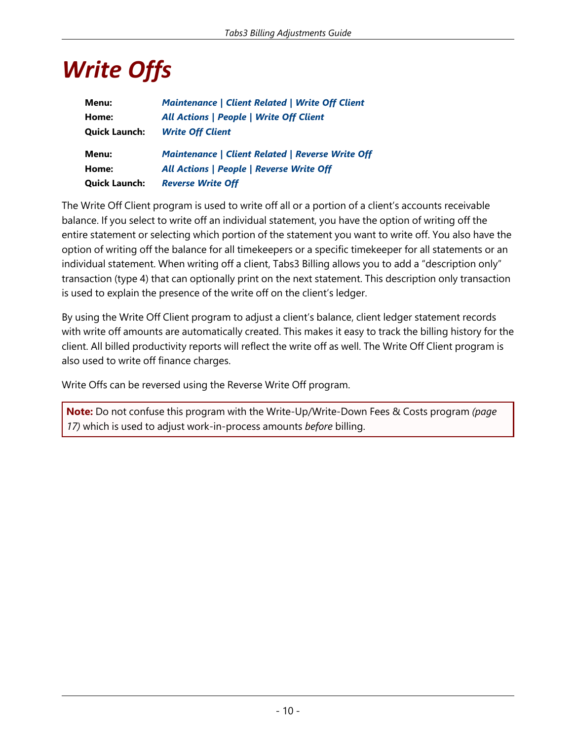# *Write Offs*

| | |
|---|---|
| **Menu:** | ***Maintenance \| Client Related \| Write Off Client*** |
| **Home:** | ***All Actions \| People \| Write Off Client*** |
| **Quick Launch:** | ***Write Off Client*** |
| **Menu:** | ***Maintenance \| Client Related \| Reverse Write Off*** |
| **Home:** | ***All Actions \| People \| Reverse Write Off*** |
| **Quick Launch:** | ***Reverse Write Off*** |

The Write Off Client program is used to write off all or a portion of a client's accounts receivable balance. If you select to write off an individual statement, you have the option of writing off the entire statement or selecting which portion of the statement you want to write off. You also have the option of writing off the balance for all timekeepers or a specific timekeeper for all statements or an individual statement. When writing off a client, Tabs3 Billing allows you to add a "description only" transaction (type 4) that can optionally print on the next statement. This description only transaction is used to explain the presence of the write off on the client's ledger.

By using the Write Off Client program to adjust a client's balance, client ledger statement records with write off amounts are automatically created. This makes it easy to track the billing history for the client. All billed productivity reports will reflect the write off as well. The Write Off Client program is also used to write off finance charges.

Write Offs can be reversed using the Reverse Write Off program.

> **Note:** Do not confuse this program with the Write-Up/Write-Down Fees & Costs program *(page 17)* which is used to adjust work-in-process amounts *before* billing.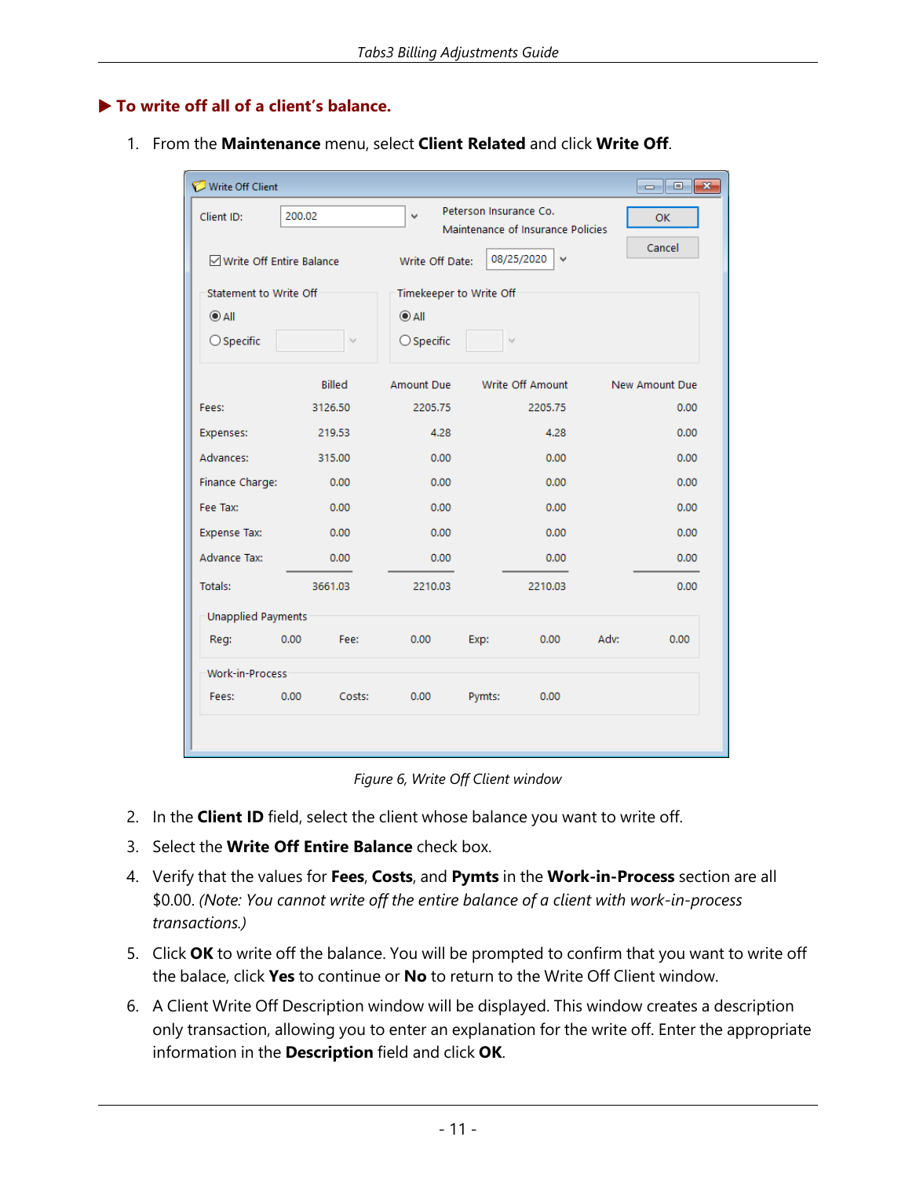### ▶ To write off all of a client's balance.

1. From the **Maintenance** menu, select **Client Related** and click **Write Off**.

*Figure 6, Write Off Client window*

2. In the **Client ID** field, select the client whose balance you want to write off.
3. Select the **Write Off Entire Balance** check box.
4. Verify that the values for **Fees**, **Costs**, and **Pymts** in the **Work-in-Process** section are all $0.00. *(Note: You cannot write off the entire balance of a client with work-in-process transactions.)*
5. Click **OK** to write off the balance. You will be prompted to confirm that you want to write off the balace, click **Yes** to continue or **No** to return to the Write Off Client window.
6. A Client Write Off Description window will be displayed. This window creates a description only transaction, allowing you to enter an explanation for the write off. Enter the appropriate information in the **Description** field and click **OK**.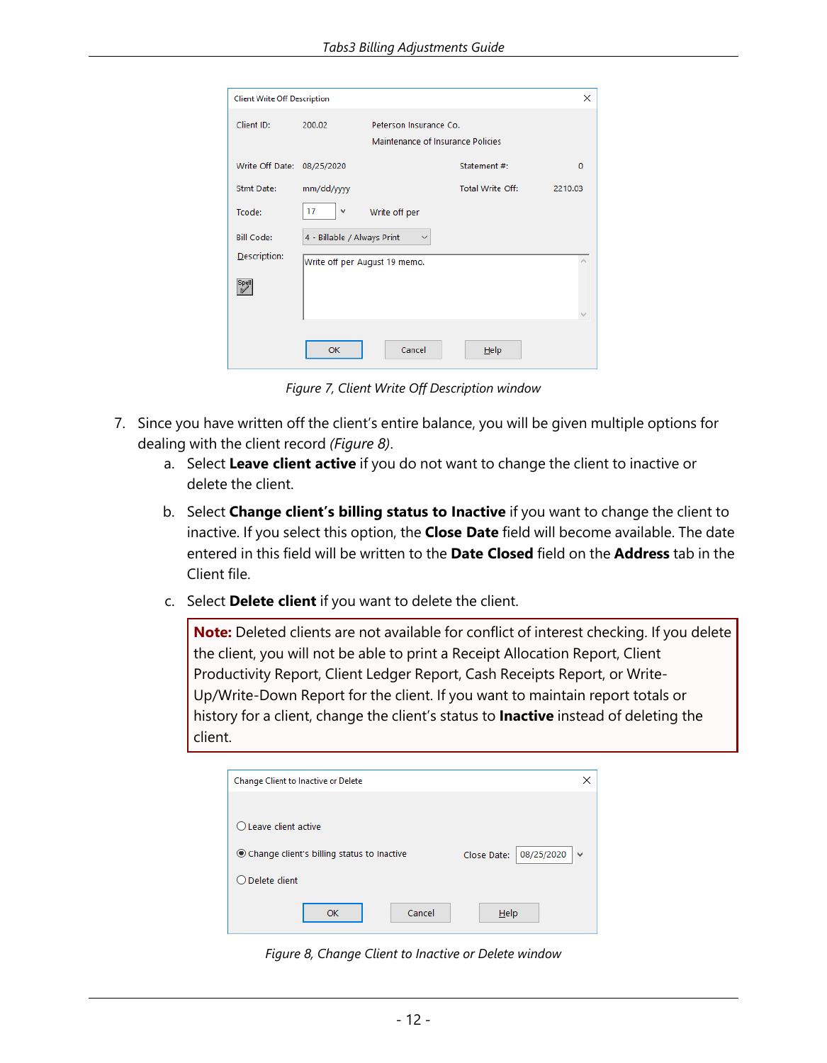Client Write Off Description

| | | | | |
|---|---|---|---|---|
| Client ID: | 200.02 | Peterson Insurance Co. | | |
| | | Maintenance of Insurance Policies | | |
| Write Off Date: | 08/25/2020 | | Statement #: | 0 |
| Stmt Date: | mm/dd/yyyy | | Total Write Off: | 2210.03 |
| Tcode: | 17 | Write off per | | |
| Bill Code: | 4 - Billable / Always Print | | | |
| Description: | Write off per August 19 memo. | | | |

OK Cancel Help

*Figure 7, Client Write Off Description window*

7. Since you have written off the client's entire balance, you will be given multiple options for dealing with the client record *(Figure 8)*.
    a. Select **Leave client active** if you do not want to change the client to inactive or delete the client.
    b. Select **Change client's billing status to Inactive** if you want to change the client to inactive. If you select this option, the **Close Date** field will become available. The date entered in this field will be written to the **Date Closed** field on the **Address** tab in the Client file.
    c. Select **Delete client** if you want to delete the client.

> **Note:** Deleted clients are not available for conflict of interest checking. If you delete the client, you will not be able to print a Receipt Allocation Report, Client Productivity Report, Client Ledger Report, Cash Receipts Report, or Write-Up/Write-Down Report for the client. If you want to maintain report totals or history for a client, change the client's status to **Inactive** instead of deleting the client.

Change Client to Inactive or Delete

- Leave client active
- Change client's billing status to Inactive — Close Date: 08/25/2020
- Delete client

OK Cancel Help

*Figure 8, Change Client to Inactive or Delete window*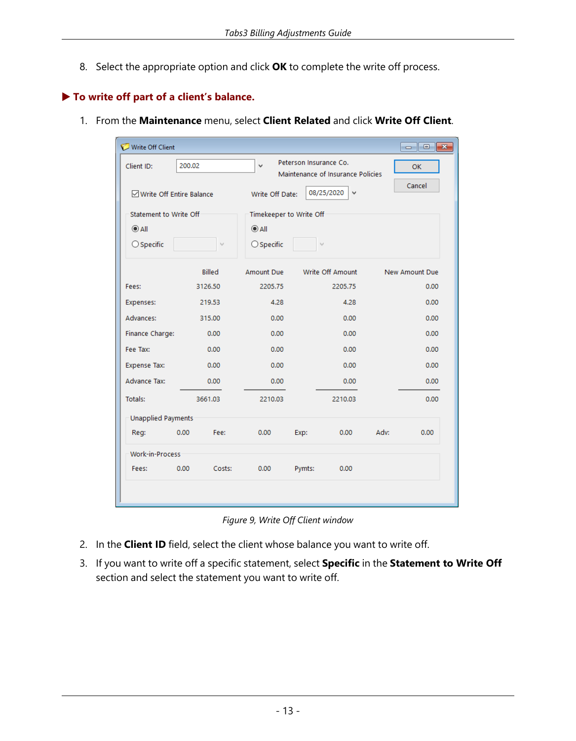8. Select the appropriate option and click **OK** to complete the write off process.

### ▶ To write off part of a client's balance.

1. From the **Maintenance** menu, select **Client Related** and click **Write Off Client**.

*Figure 9, Write Off Client window*

2. In the **Client ID** field, select the client whose balance you want to write off.
3. If you want to write off a specific statement, select **Specific** in the **Statement to Write Off** section and select the statement you want to write off.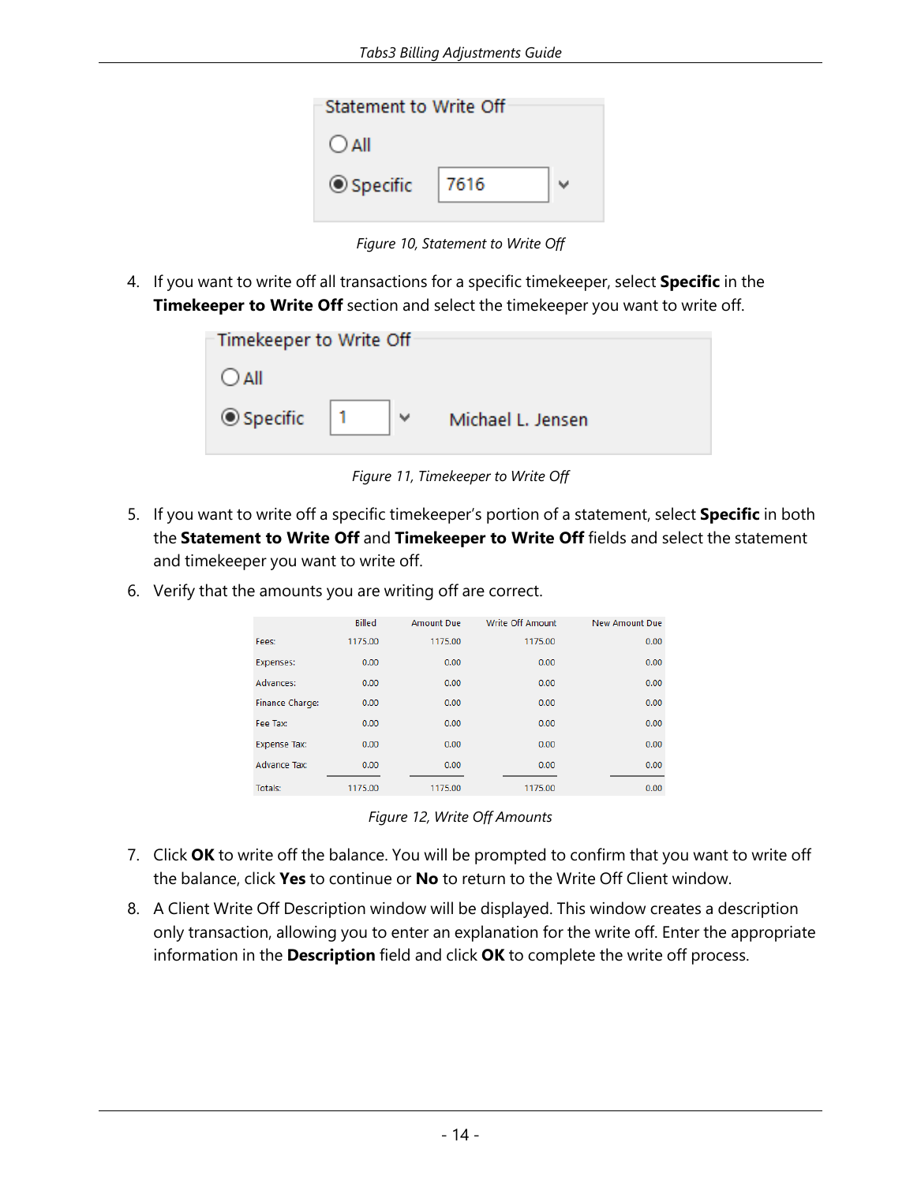Statement to Write Off

All

Specific 7616

*Figure 10, Statement to Write Off*

4. If you want to write off all transactions for a specific timekeeper, select **Specific** in the **Timekeeper to Write Off** section and select the timekeeper you want to write off.

Timekeeper to Write Off

All

Specific 1 Michael L. Jensen

*Figure 11, Timekeeper to Write Off*

5. If you want to write off a specific timekeeper's portion of a statement, select **Specific** in both the **Statement to Write Off** and **Timekeeper to Write Off** fields and select the statement and timekeeper you want to write off.
6. Verify that the amounts you are writing off are correct.

| | Billed | Amount Due | Write Off Amount | New Amount Due |
|---|---|---|---|---|
| Fees: | 1175.00 | 1175.00 | 1175.00 | 0.00 |
| Expenses: | 0.00 | 0.00 | 0.00 | 0.00 |
| Advances: | 0.00 | 0.00 | 0.00 | 0.00 |
| Finance Charge: | 0.00 | 0.00 | 0.00 | 0.00 |
| Fee Tax: | 0.00 | 0.00 | 0.00 | 0.00 |
| Expense Tax: | 0.00 | 0.00 | 0.00 | 0.00 |
| Advance Tax: | 0.00 | 0.00 | 0.00 | 0.00 |
| Totals: | 1175.00 | 1175.00 | 1175.00 | 0.00 |

*Figure 12, Write Off Amounts*

7. Click **OK** to write off the balance. You will be prompted to confirm that you want to write off the balance, click **Yes** to continue or **No** to return to the Write Off Client window.
8. A Client Write Off Description window will be displayed. This window creates a description only transaction, allowing you to enter an explanation for the write off. Enter the appropriate information in the **Description** field and click **OK** to complete the write off process.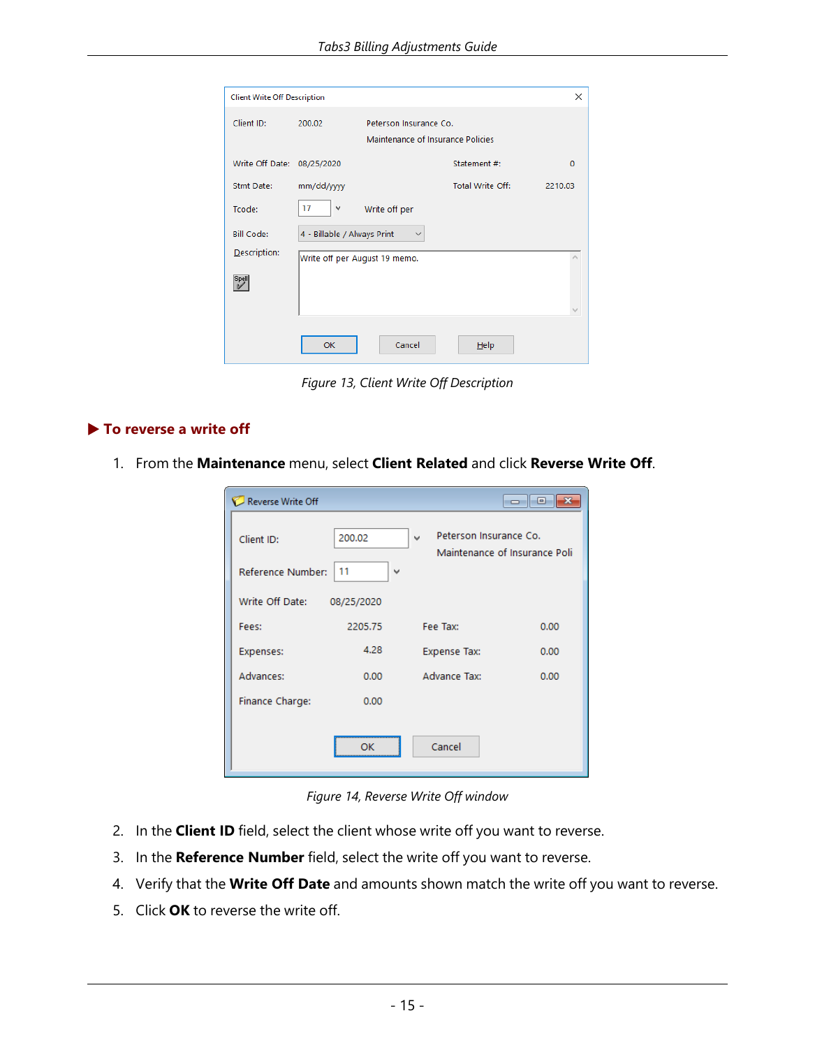Figure 13, Client Write Off Description

## ▶ To reverse a write off

1. From the **Maintenance** menu, select **Client Related** and click **Reverse Write Off**.

Figure 14, Reverse Write Off window

2. In the **Client ID** field, select the client whose write off you want to reverse.
3. In the **Reference Number** field, select the write off you want to reverse.
4. Verify that the **Write Off Date** and amounts shown match the write off you want to reverse.
5. Click **OK** to reverse the write off.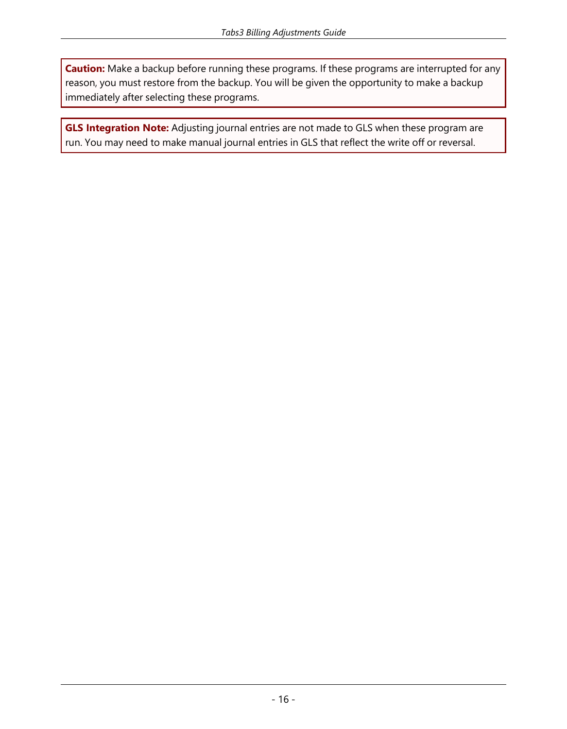**Caution:** Make a backup before running these programs. If these programs are interrupted for any reason, you must restore from the backup. You will be given the opportunity to make a backup immediately after selecting these programs.

**GLS Integration Note:** Adjusting journal entries are not made to GLS when these program are run. You may need to make manual journal entries in GLS that reflect the write off or reversal.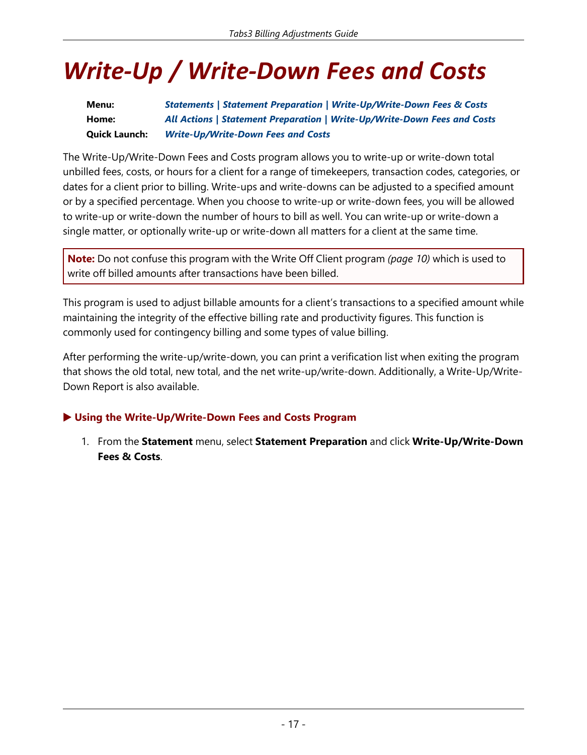# *Write-Up / Write-Down Fees and Costs*

**Menu:** ***Statements | Statement Preparation | Write-Up/Write-Down Fees & Costs***
**Home:** ***All Actions | Statement Preparation | Write-Up/Write-Down Fees and Costs***
**Quick Launch:** ***Write-Up/Write-Down Fees and Costs***

The Write-Up/Write-Down Fees and Costs program allows you to write-up or write-down total unbilled fees, costs, or hours for a client for a range of timekeepers, transaction codes, categories, or dates for a client prior to billing. Write-ups and write-downs can be adjusted to a specified amount or by a specified percentage. When you choose to write-up or write-down fees, you will be allowed to write-up or write-down the number of hours to bill as well. You can write-up or write-down a single matter, or optionally write-up or write-down all matters for a client at the same time.

> **Note:** Do not confuse this program with the Write Off Client program *(page 10)* which is used to write off billed amounts after transactions have been billed.

This program is used to adjust billable amounts for a client's transactions to a specified amount while maintaining the integrity of the effective billing rate and productivity figures. This function is commonly used for contingency billing and some types of value billing.

After performing the write-up/write-down, you can print a verification list when exiting the program that shows the old total, new total, and the net write-up/write-down. Additionally, a Write-Up/Write-Down Report is also available.

#### ▶ Using the Write-Up/Write-Down Fees and Costs Program

1. From the **Statement** menu, select **Statement Preparation** and click **Write-Up/Write-Down Fees & Costs**.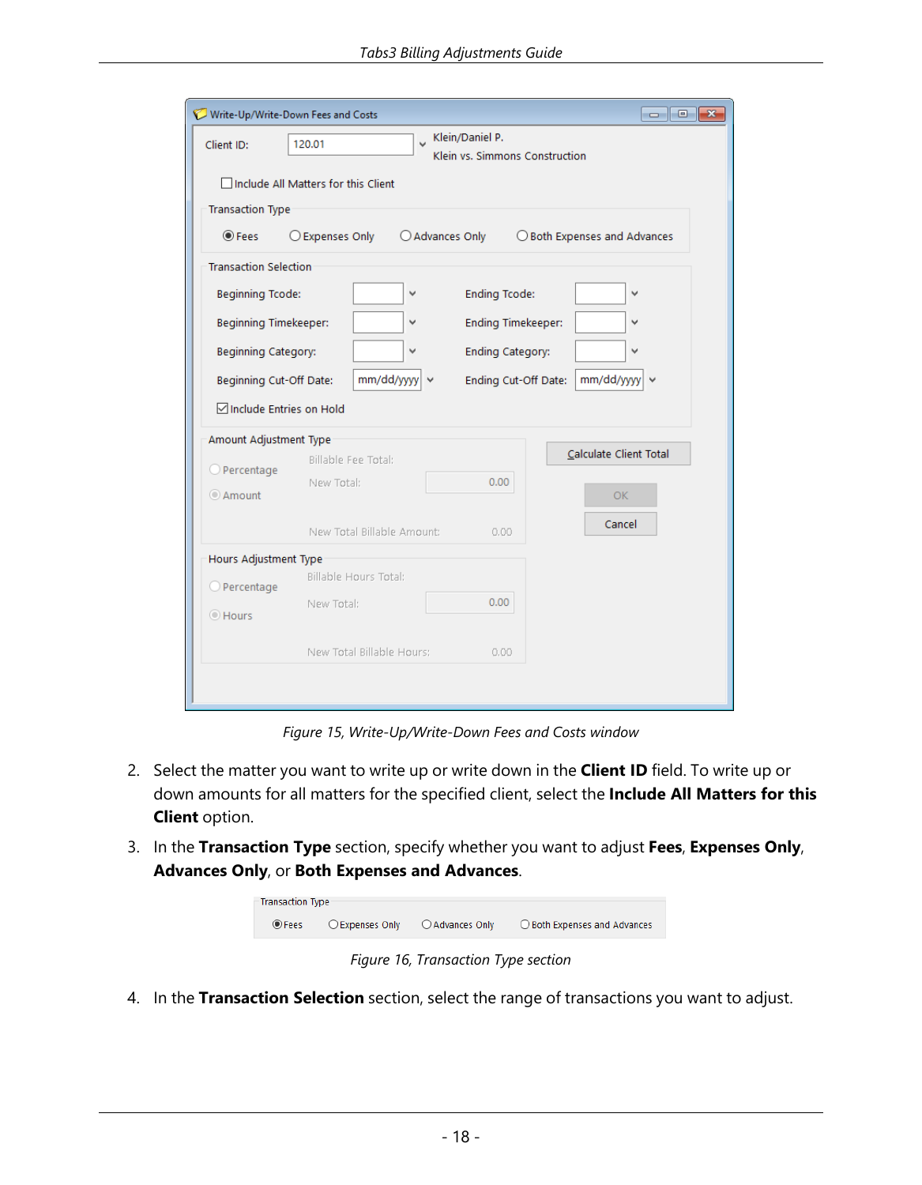Figure 15, Write-Up/Write-Down Fees and Costs window

2. Select the matter you want to write up or write down in the **Client ID** field. To write up or down amounts for all matters for the specified client, select the **Include All Matters for this Client** option.
3. In the **Transaction Type** section, specify whether you want to adjust **Fees**, **Expenses Only**, **Advances Only**, or **Both Expenses and Advances**.

Figure 16, Transaction Type section

4. In the **Transaction Selection** section, select the range of transactions you want to adjust.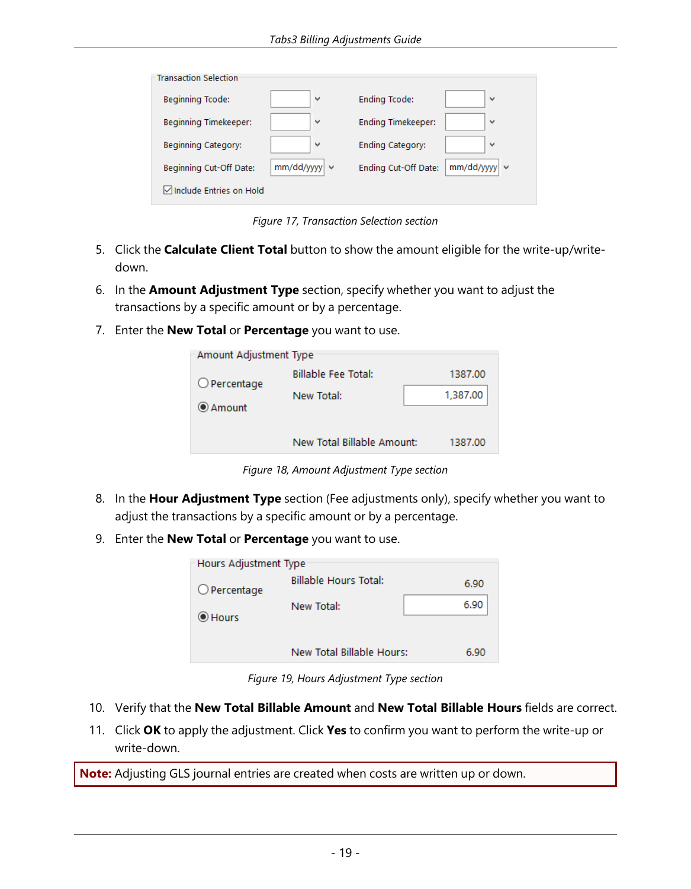Figure 17, Transaction Selection section

5. Click the **Calculate Client Total** button to show the amount eligible for the write-up/write-down.
6. In the **Amount Adjustment Type** section, specify whether you want to adjust the transactions by a specific amount or by a percentage.
7. Enter the **New Total** or **Percentage** you want to use.

Figure 18, Amount Adjustment Type section

8. In the **Hour Adjustment Type** section (Fee adjustments only), specify whether you want to adjust the transactions by a specific amount or by a percentage.
9. Enter the **New Total** or **Percentage** you want to use.

Figure 19, Hours Adjustment Type section

10. Verify that the **New Total Billable Amount** and **New Total Billable Hours** fields are correct.
11. Click **OK** to apply the adjustment. Click **Yes** to confirm you want to perform the write-up or write-down.

**Note:** Adjusting GLS journal entries are created when costs are written up or down.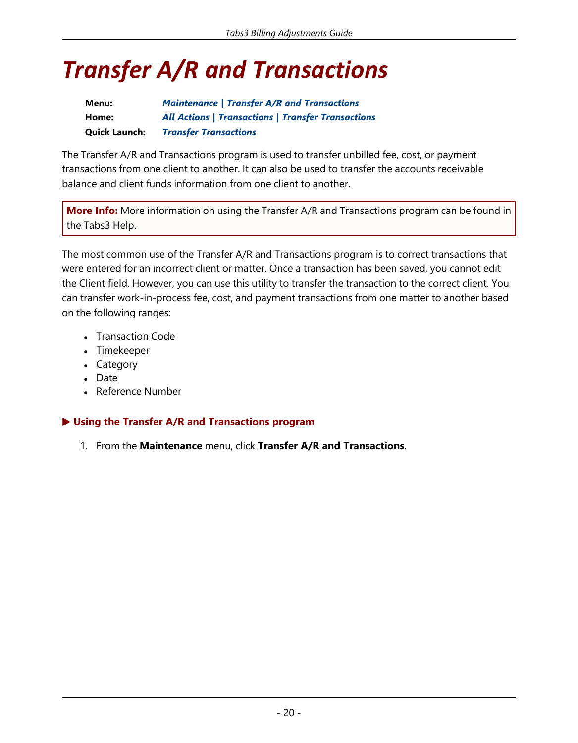# Transfer A/R and Transactions

| | |
|---|---|
| **Menu:** | ***Maintenance \| Transfer A/R and Transactions*** |
| **Home:** | ***All Actions \| Transactions \| Transfer Transactions*** |
| **Quick Launch:** | ***Transfer Transactions*** |

The Transfer A/R and Transactions program is used to transfer unbilled fee, cost, or payment transactions from one client to another. It can also be used to transfer the accounts receivable balance and client funds information from one client to another.

> **More Info:** More information on using the Transfer A/R and Transactions program can be found in the Tabs3 Help.

The most common use of the Transfer A/R and Transactions program is to correct transactions that were entered for an incorrect client or matter. Once a transaction has been saved, you cannot edit the Client field. However, you can use this utility to transfer the transaction to the correct client. You can transfer work-in-process fee, cost, and payment transactions from one matter to another based on the following ranges:

- Transaction Code
- Timekeeper
- Category
- Date
- Reference Number

### ▶ Using the Transfer A/R and Transactions program

1. From the **Maintenance** menu, click **Transfer A/R and Transactions**.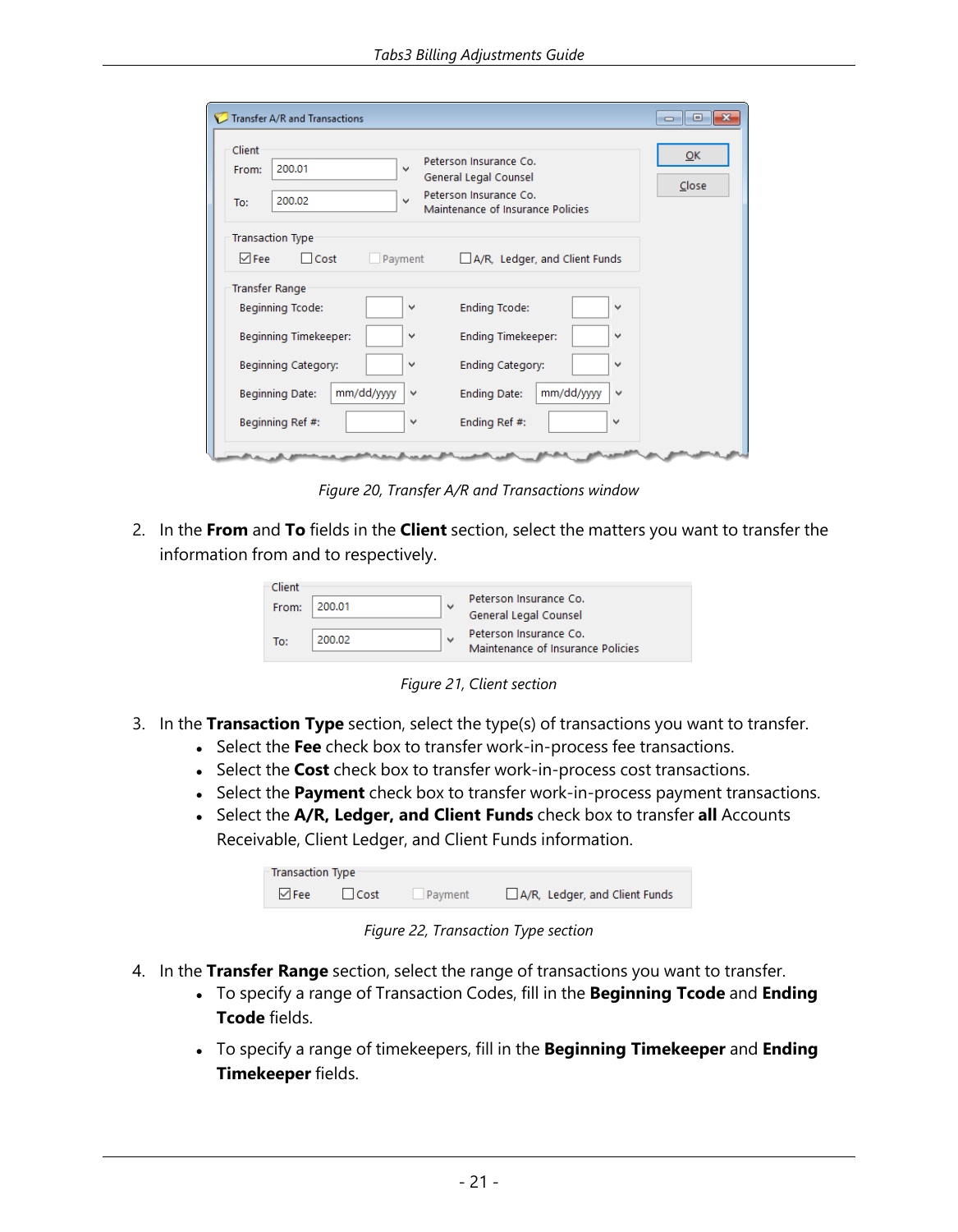*Figure 20, Transfer A/R and Transactions window*

2. In the **From** and **To** fields in the **Client** section, select the matters you want to transfer the information from and to respectively.

*Figure 21, Client section*

3. In the **Transaction Type** section, select the type(s) of transactions you want to transfer.
   - Select the **Fee** check box to transfer work-in-process fee transactions.
   - Select the **Cost** check box to transfer work-in-process cost transactions.
   - Select the **Payment** check box to transfer work-in-process payment transactions.
   - Select the **A/R, Ledger, and Client Funds** check box to transfer **all** Accounts Receivable, Client Ledger, and Client Funds information.

*Figure 22, Transaction Type section*

4. In the **Transfer Range** section, select the range of transactions you want to transfer.
   - To specify a range of Transaction Codes, fill in the **Beginning Tcode** and **Ending Tcode** fields.
   - To specify a range of timekeepers, fill in the **Beginning Timekeeper** and **Ending Timekeeper** fields.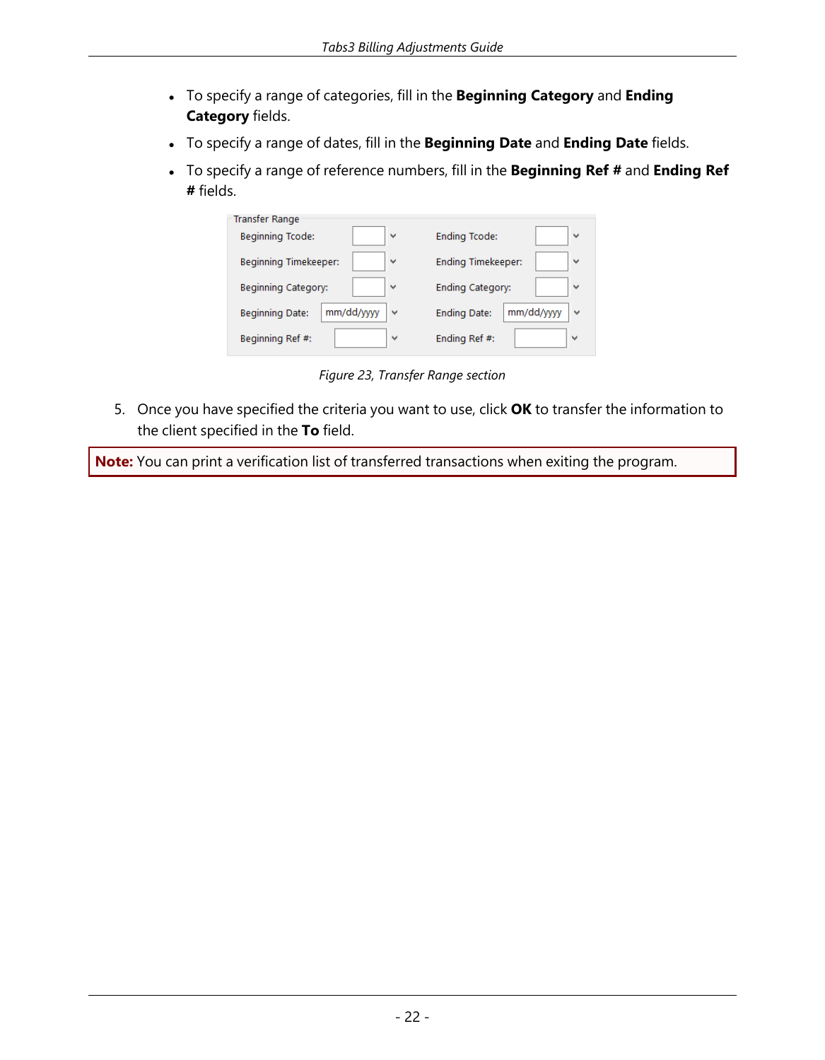- To specify a range of categories, fill in the **Beginning Category** and **Ending Category** fields.
- To specify a range of dates, fill in the **Beginning Date** and **Ending Date** fields.
- To specify a range of reference numbers, fill in the **Beginning Ref #** and **Ending Ref #** fields.

| Transfer Range | | | |
| --- | --- | --- | --- |
| Beginning Tcode: | | Ending Tcode: | |
| Beginning Timekeeper: | | Ending Timekeeper: | |
| Beginning Category: | | Ending Category: | |
| Beginning Date: | mm/dd/yyyy | Ending Date: | mm/dd/yyyy |
| Beginning Ref #: | | Ending Ref #: | |

*Figure 23, Transfer Range section*

5. Once you have specified the criteria you want to use, click **OK** to transfer the information to the client specified in the **To** field.

**Note:** You can print a verification list of transferred transactions when exiting the program.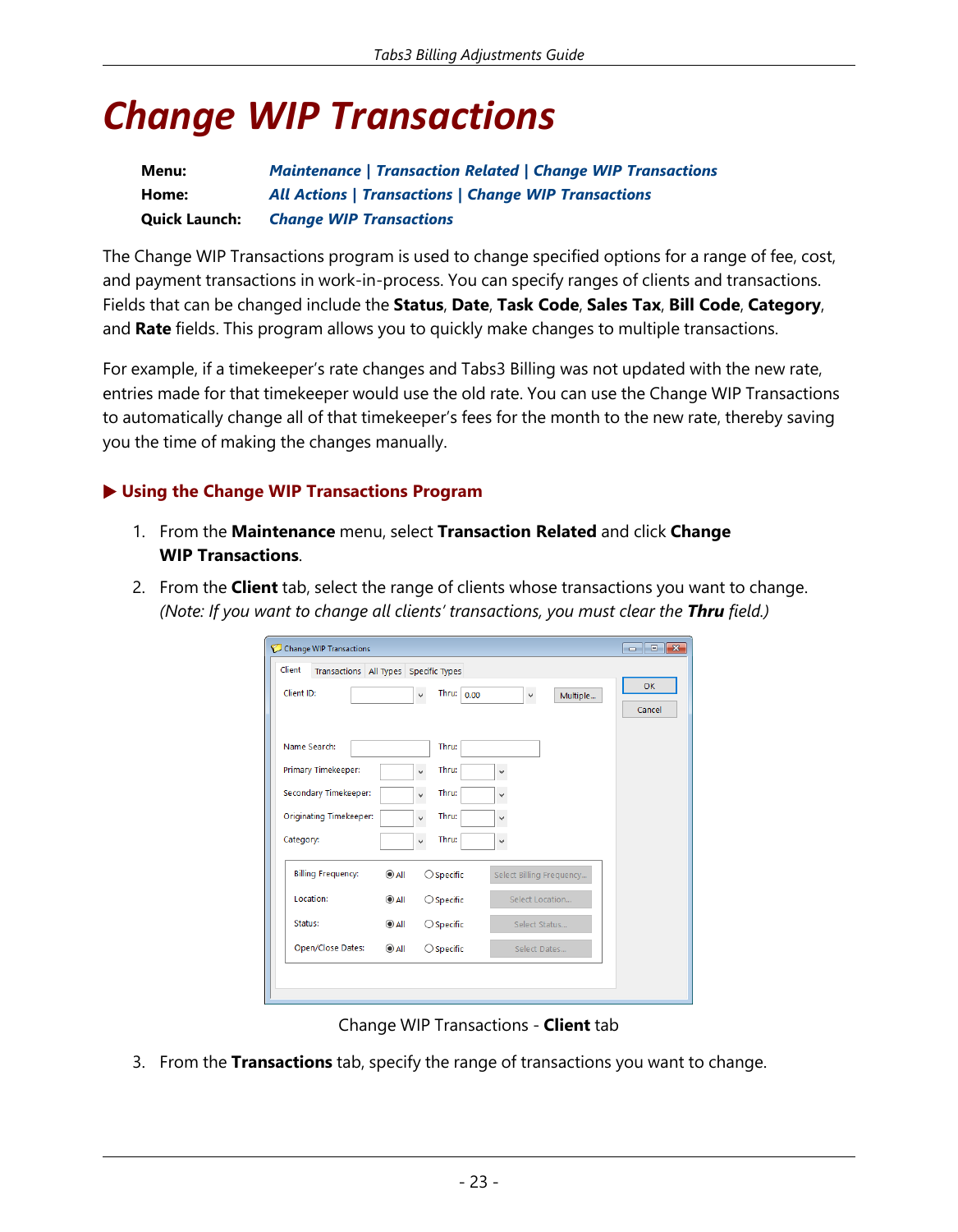# Change WIP Transactions

**Menu:** *Maintenance | Transaction Related | Change WIP Transactions*
**Home:** *All Actions | Transactions | Change WIP Transactions*
**Quick Launch:** *Change WIP Transactions*

The Change WIP Transactions program is used to change specified options for a range of fee, cost, and payment transactions in work-in-process. You can specify ranges of clients and transactions. Fields that can be changed include the **Status**, **Date**, **Task Code**, **Sales Tax**, **Bill Code**, **Category**, and **Rate** fields. This program allows you to quickly make changes to multiple transactions.

For example, if a timekeeper's rate changes and Tabs3 Billing was not updated with the new rate, entries made for that timekeeper would use the old rate. You can use the Change WIP Transactions to automatically change all of that timekeeper's fees for the month to the new rate, thereby saving you the time of making the changes manually.

### ▶ Using the Change WIP Transactions Program

1. From the **Maintenance** menu, select **Transaction Related** and click **Change WIP Transactions**.
2. From the **Client** tab, select the range of clients whose transactions you want to change. *(Note: If you want to change all clients' transactions, you must clear the **Thru** field.)*

Change WIP Transactions - **Client** tab

3. From the **Transactions** tab, specify the range of transactions you want to change.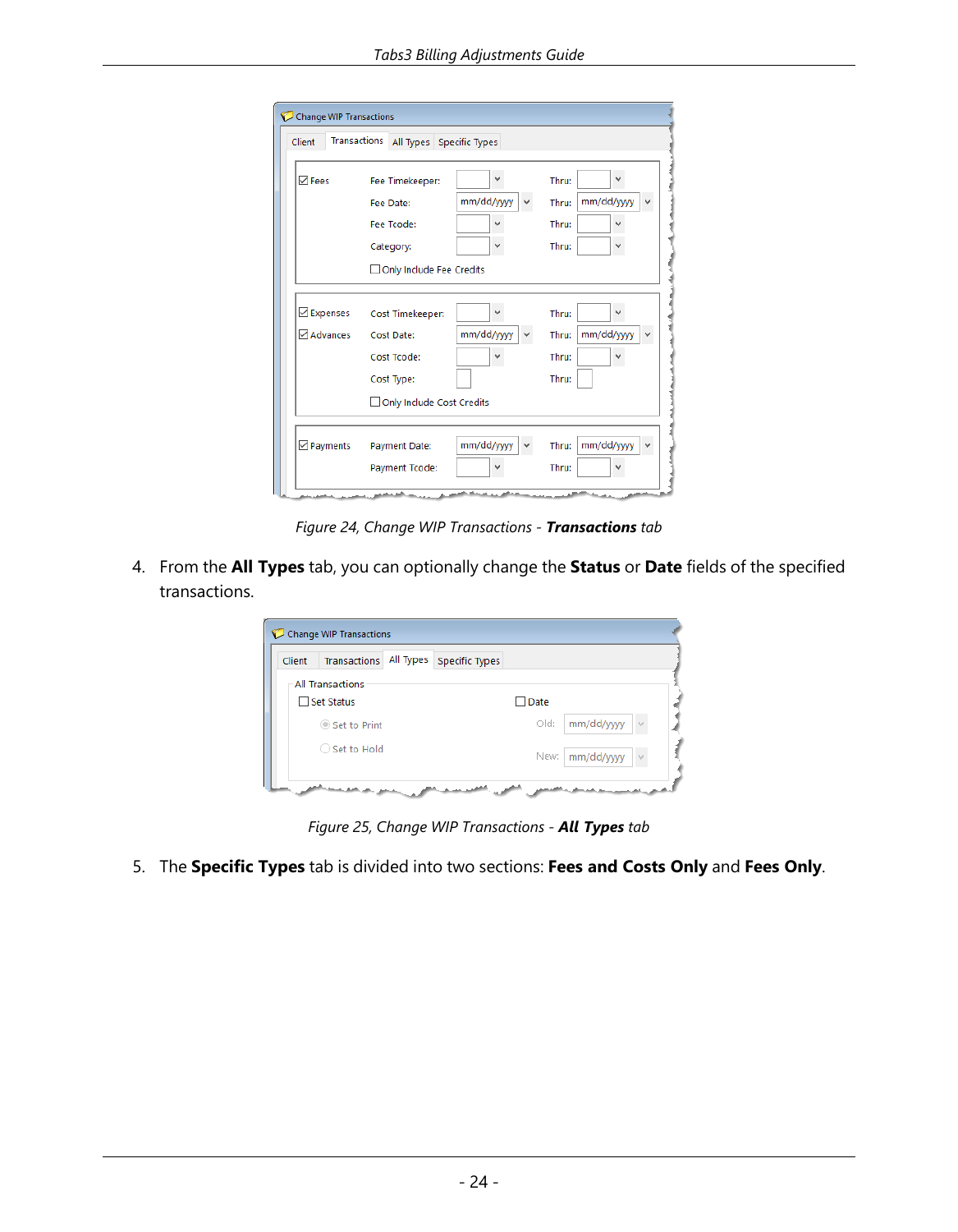*Figure 24, Change WIP Transactions - **Transactions** tab*

4. From the **All Types** tab, you can optionally change the **Status** or **Date** fields of the specified transactions.

*Figure 25, Change WIP Transactions - **All Types** tab*

5. The **Specific Types** tab is divided into two sections: **Fees and Costs Only** and **Fees Only**.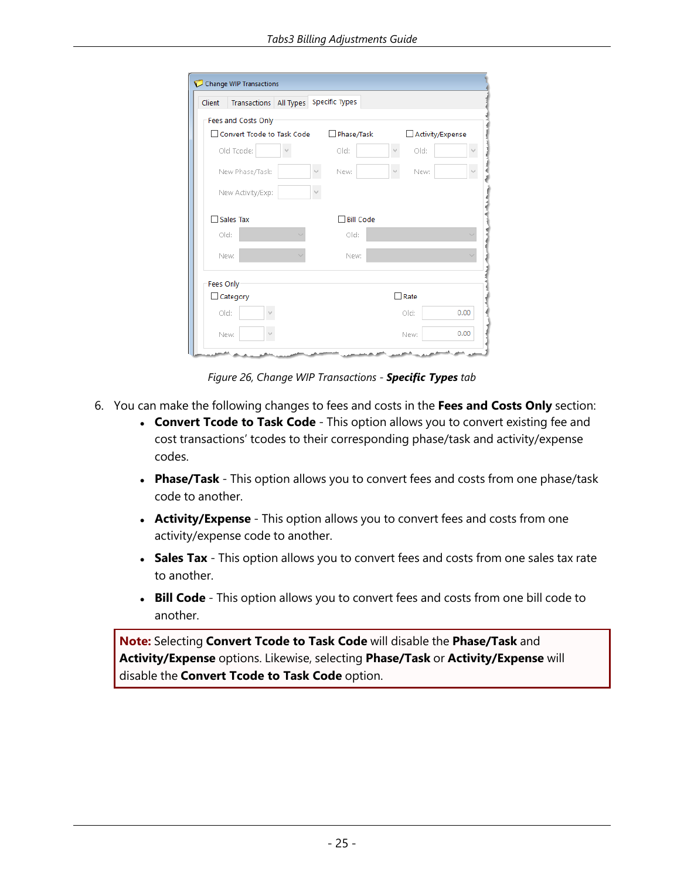*Figure 26, Change WIP Transactions - **Specific Types** tab*

6. You can make the following changes to fees and costs in the **Fees and Costs Only** section:
   - **Convert Tcode to Task Code** - This option allows you to convert existing fee and cost transactions' tcodes to their corresponding phase/task and activity/expense codes.
   - **Phase/Task** - This option allows you to convert fees and costs from one phase/task code to another.
   - **Activity/Expense** - This option allows you to convert fees and costs from one activity/expense code to another.
   - **Sales Tax** - This option allows you to convert fees and costs from one sales tax rate to another.
   - **Bill Code** - This option allows you to convert fees and costs from one bill code to another.

**Note:** Selecting **Convert Tcode to Task Code** will disable the **Phase/Task** and **Activity/Expense** options. Likewise, selecting **Phase/Task** or **Activity/Expense** will disable the **Convert Tcode to Task Code** option.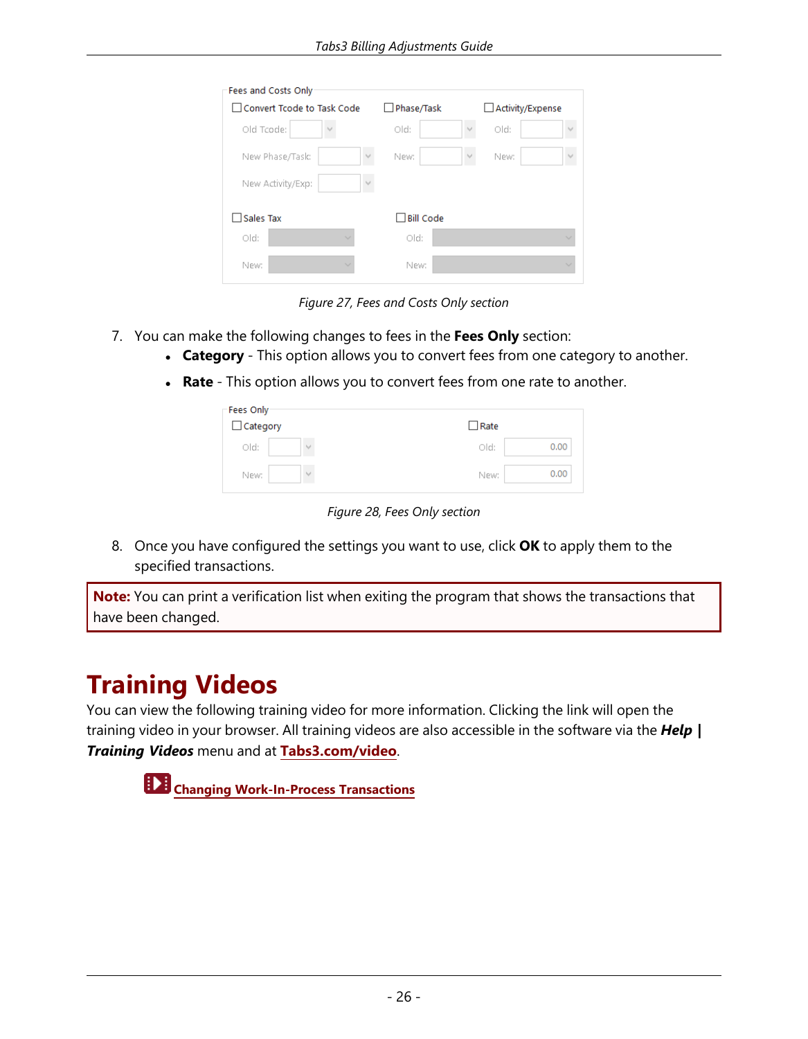Figure 27, Fees and Costs Only section

7. You can make the following changes to fees in the **Fees Only** section:
   - **Category** - This option allows you to convert fees from one category to another.
   - **Rate** - This option allows you to convert fees from one rate to another.

Figure 28, Fees Only section

8. Once you have configured the settings you want to use, click **OK** to apply them to the specified transactions.

**Note:** You can print a verification list when exiting the program that shows the transactions that have been changed.

# Training Videos

You can view the following training video for more information. Clicking the link will open the training video in your browser. All training videos are also accessible in the software via the ***Help | Training Videos*** menu and at **Tabs3.com/video**.

**Changing Work-In-Process Transactions**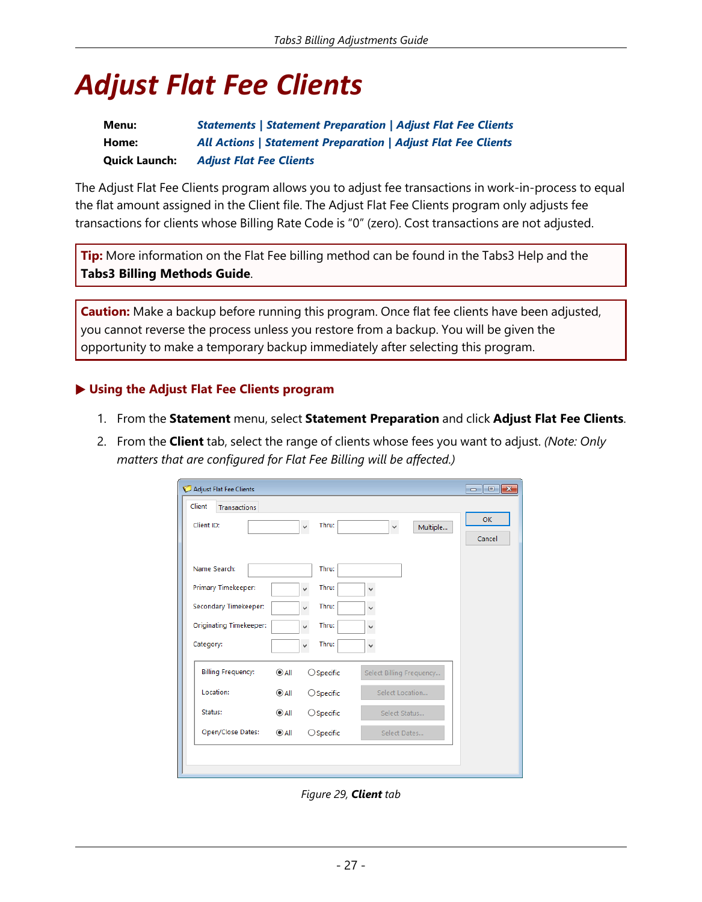# Adjust Flat Fee Clients

**Menu:** *Statements | Statement Preparation | Adjust Flat Fee Clients*
**Home:** *All Actions | Statement Preparation | Adjust Flat Fee Clients*
**Quick Launch:** *Adjust Flat Fee Clients*

The Adjust Flat Fee Clients program allows you to adjust fee transactions in work-in-process to equal the flat amount assigned in the Client file. The Adjust Flat Fee Clients program only adjusts fee transactions for clients whose Billing Rate Code is "0" (zero). Cost transactions are not adjusted.

> **Tip:** More information on the Flat Fee billing method can be found in the Tabs3 Help and the **Tabs3 Billing Methods Guide**.

> **Caution:** Make a backup before running this program. Once flat fee clients have been adjusted, you cannot reverse the process unless you restore from a backup. You will be given the opportunity to make a temporary backup immediately after selecting this program.

### ▶ Using the Adjust Flat Fee Clients program

1. From the **Statement** menu, select **Statement Preparation** and click **Adjust Flat Fee Clients**.
2. From the **Client** tab, select the range of clients whose fees you want to adjust. *(Note: Only matters that are configured for Flat Fee Billing will be affected.)*

*Figure 29, **Client** tab*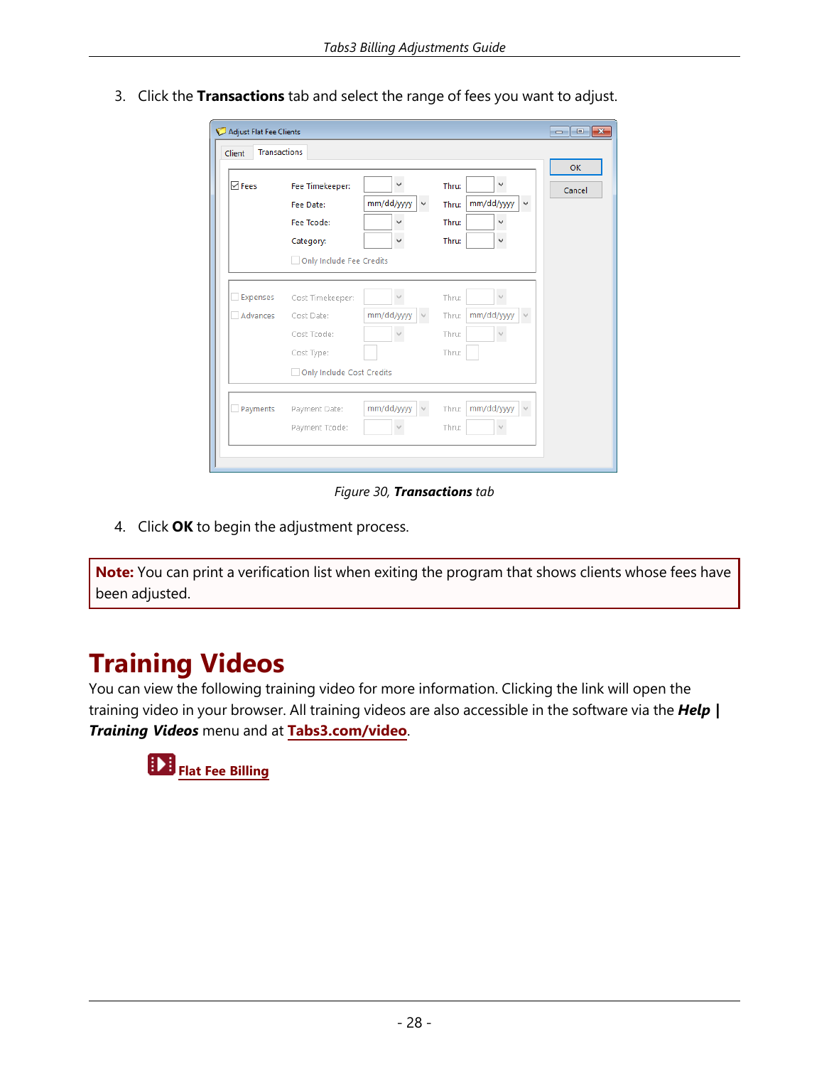3. Click the **Transactions** tab and select the range of fees you want to adjust.

*Figure 30, **Transactions** tab*

4. Click **OK** to begin the adjustment process.

**Note:** You can print a verification list when exiting the program that shows clients whose fees have been adjusted.

# Training Videos

You can view the following training video for more information. Clicking the link will open the training video in your browser. All training videos are also accessible in the software via the ***Help | Training Videos*** menu and at **Tabs3.com/video**.

**Flat Fee Billing**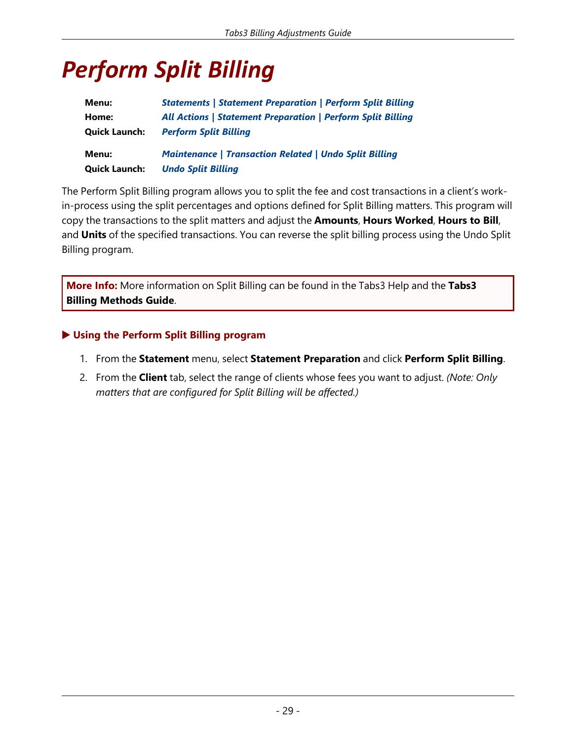# Perform Split Billing

| | |
|---|---|
| **Menu:** | ***Statements \| Statement Preparation \| Perform Split Billing*** |
| **Home:** | ***All Actions \| Statement Preparation \| Perform Split Billing*** |
| **Quick Launch:** | ***Perform Split Billing*** |
| **Menu:** | ***Maintenance \| Transaction Related \| Undo Split Billing*** |
| **Quick Launch:** | ***Undo Split Billing*** |

The Perform Split Billing program allows you to split the fee and cost transactions in a client's work-in-process using the split percentages and options defined for Split Billing matters. This program will copy the transactions to the split matters and adjust the **Amounts**, **Hours Worked**, **Hours to Bill**, and **Units** of the specified transactions. You can reverse the split billing process using the Undo Split Billing program.

> **More Info:** More information on Split Billing can be found in the Tabs3 Help and the **Tabs3 Billing Methods Guide**.

### ▶ Using the Perform Split Billing program

1. From the **Statement** menu, select **Statement Preparation** and click **Perform Split Billing**.
2. From the **Client** tab, select the range of clients whose fees you want to adjust. *(Note: Only matters that are configured for Split Billing will be affected.)*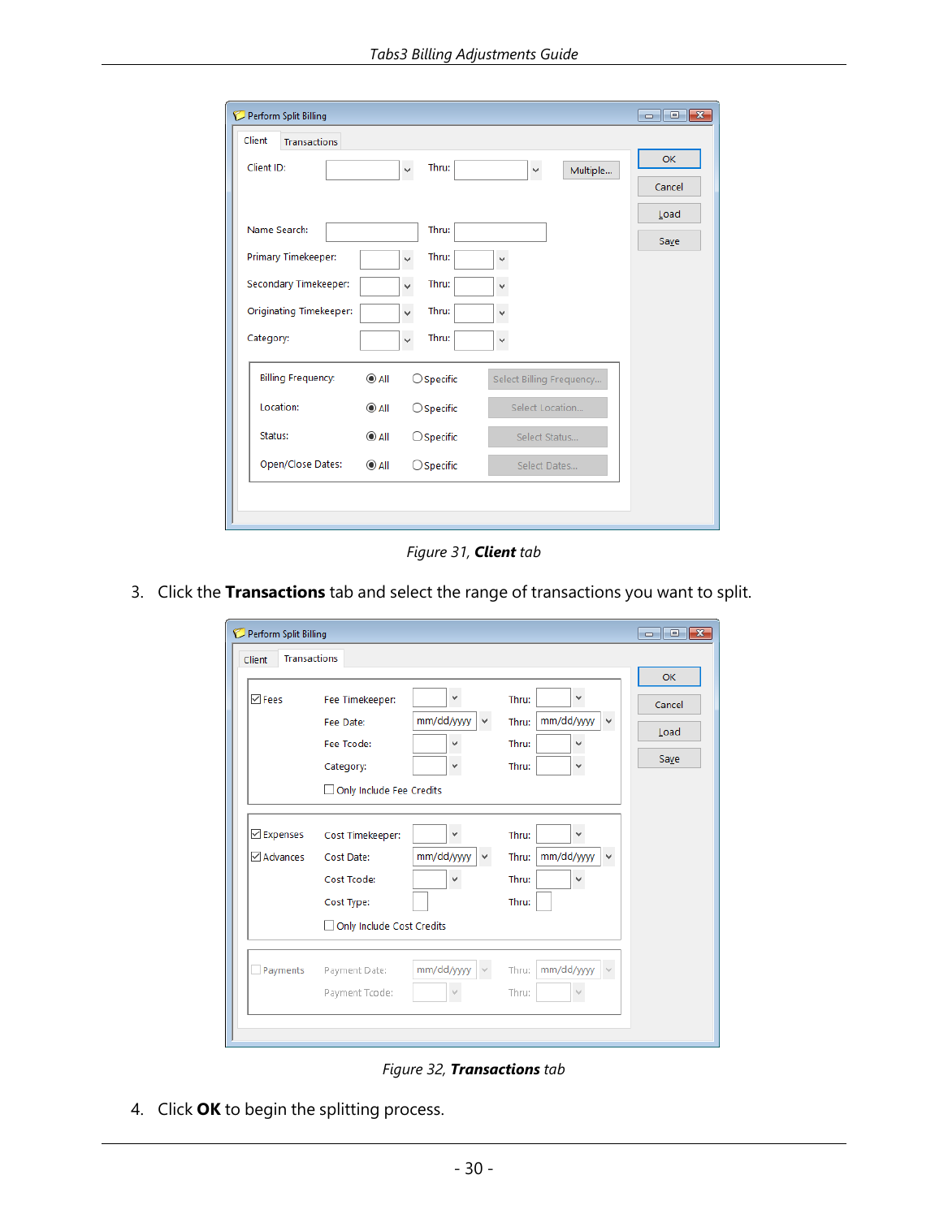*Figure 31, **Client** tab*

3. Click the **Transactions** tab and select the range of transactions you want to split.

*Figure 32, **Transactions** tab*

4. Click **OK** to begin the splitting process.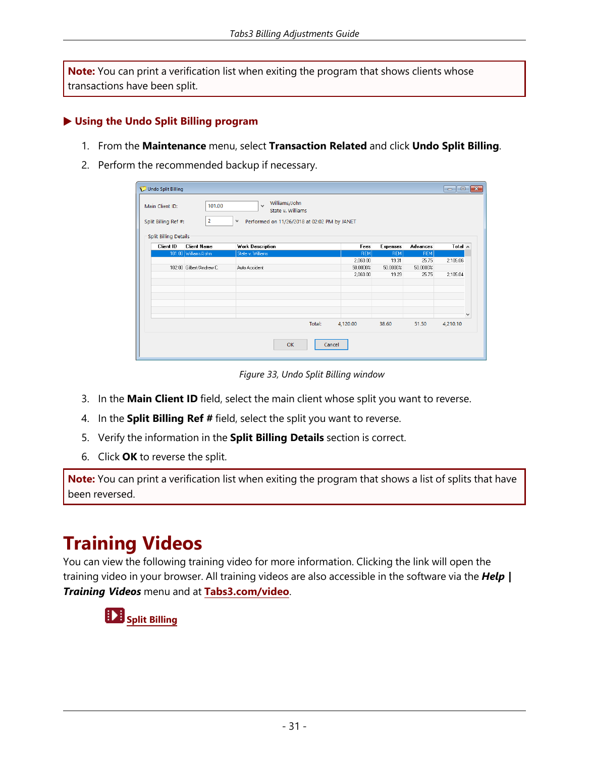**Note:** You can print a verification list when exiting the program that shows clients whose transactions have been split.

### ▶ Using the Undo Split Billing program

1. From the **Maintenance** menu, select **Transaction Related** and click **Undo Split Billing**.
2. Perform the recommended backup if necessary.

*Figure 33, Undo Split Billing window*

3. In the **Main Client ID** field, select the main client whose split you want to reverse.
4. In the **Split Billing Ref #** field, select the split you want to reverse.
5. Verify the information in the **Split Billing Details** section is correct.
6. Click **OK** to reverse the split.

**Note:** You can print a verification list when exiting the program that shows a list of splits that have been reversed.

# Training Videos

You can view the following training video for more information. Clicking the link will open the training video in your browser. All training videos are also accessible in the software via the ***Help | Training Videos*** menu and at **Tabs3.com/video**.

**Split Billing**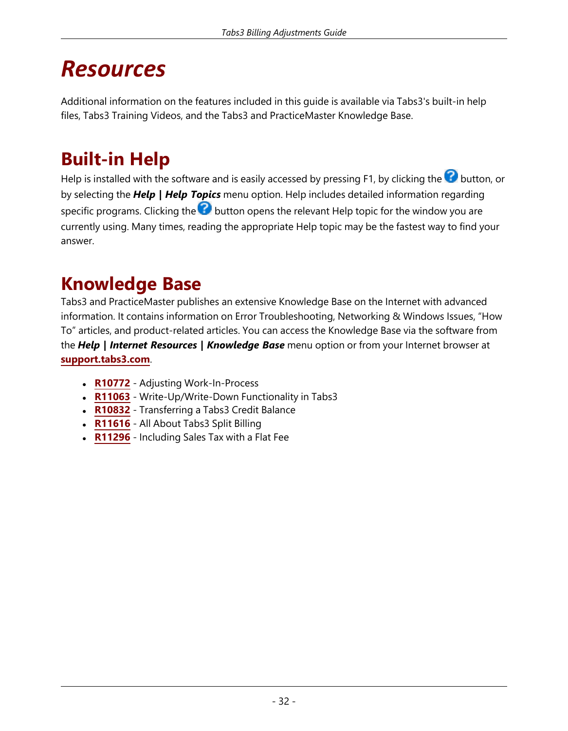# Resources

Additional information on the features included in this guide is available via Tabs3's built-in help files, Tabs3 Training Videos, and the Tabs3 and PracticeMaster Knowledge Base.

## Built-in Help

Help is installed with the software and is easily accessed by pressing F1, by clicking the button, or by selecting the ***Help | Help Topics*** menu option. Help includes detailed information regarding specific programs. Clicking the button opens the relevant Help topic for the window you are currently using. Many times, reading the appropriate Help topic may be the fastest way to find your answer.

## Knowledge Base

Tabs3 and PracticeMaster publishes an extensive Knowledge Base on the Internet with advanced information. It contains information on Error Troubleshooting, Networking & Windows Issues, "How To" articles, and product-related articles. You can access the Knowledge Base via the software from the ***Help | Internet Resources | Knowledge Base*** menu option or from your Internet browser at **support.tabs3.com**.

- **R10772** - Adjusting Work-In-Process
- **R11063** - Write-Up/Write-Down Functionality in Tabs3
- **R10832** - Transferring a Tabs3 Credit Balance
- **R11616** - All About Tabs3 Split Billing
- **R11296** - Including Sales Tax with a Flat Fee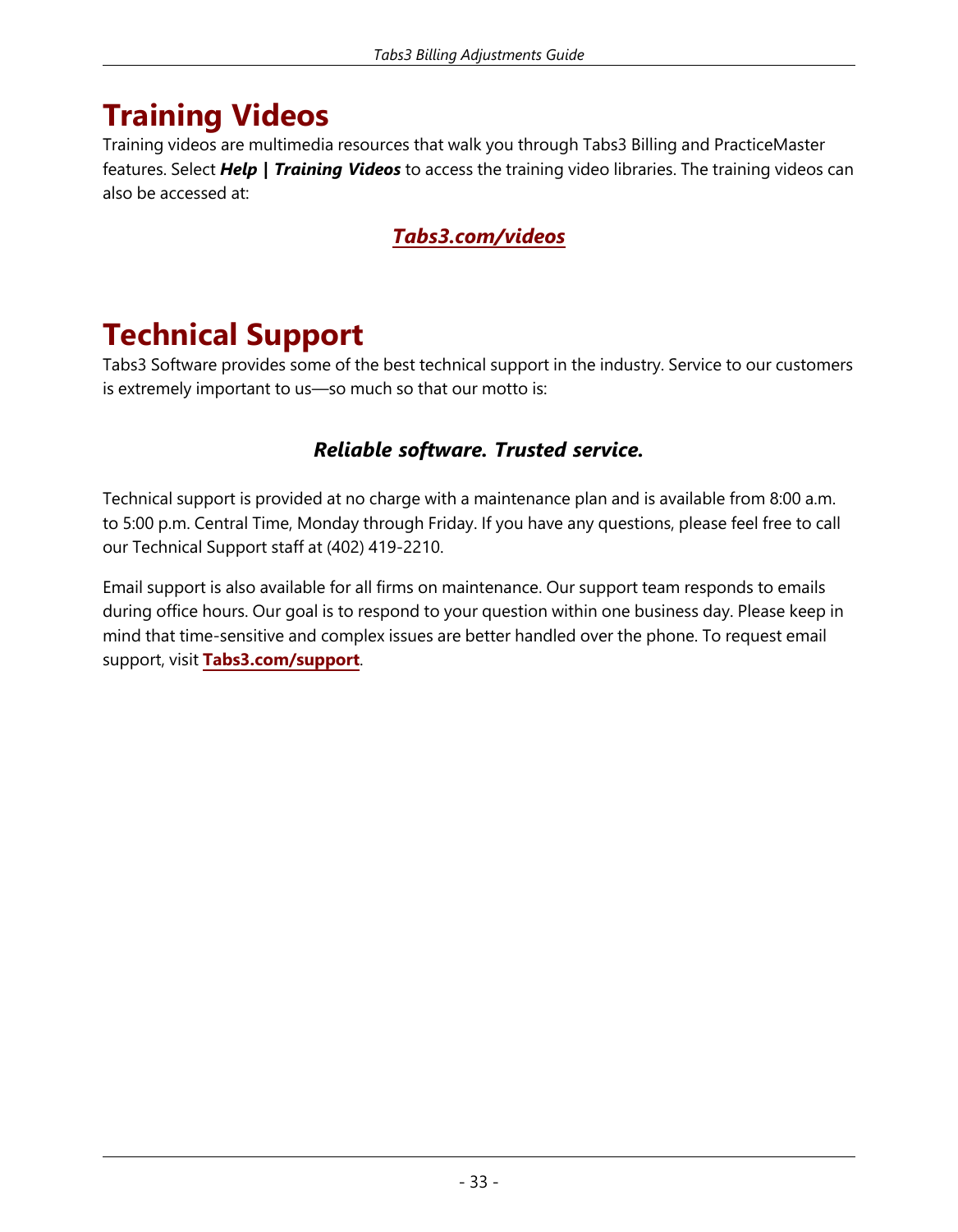# Training Videos

Training videos are multimedia resources that walk you through Tabs3 Billing and PracticeMaster features. Select ***Help | Training Videos*** to access the training video libraries. The training videos can also be accessed at:

***Tabs3.com/videos***

# Technical Support

Tabs3 Software provides some of the best technical support in the industry. Service to our customers is extremely important to us—so much so that our motto is:

***Reliable software. Trusted service.***

Technical support is provided at no charge with a maintenance plan and is available from 8:00 a.m. to 5:00 p.m. Central Time, Monday through Friday. If you have any questions, please feel free to call our Technical Support staff at (402) 419-2210.

Email support is also available for all firms on maintenance. Our support team responds to emails during office hours. Our goal is to respond to your question within one business day. Please keep in mind that time-sensitive and complex issues are better handled over the phone. To request email support, visit **Tabs3.com/support**.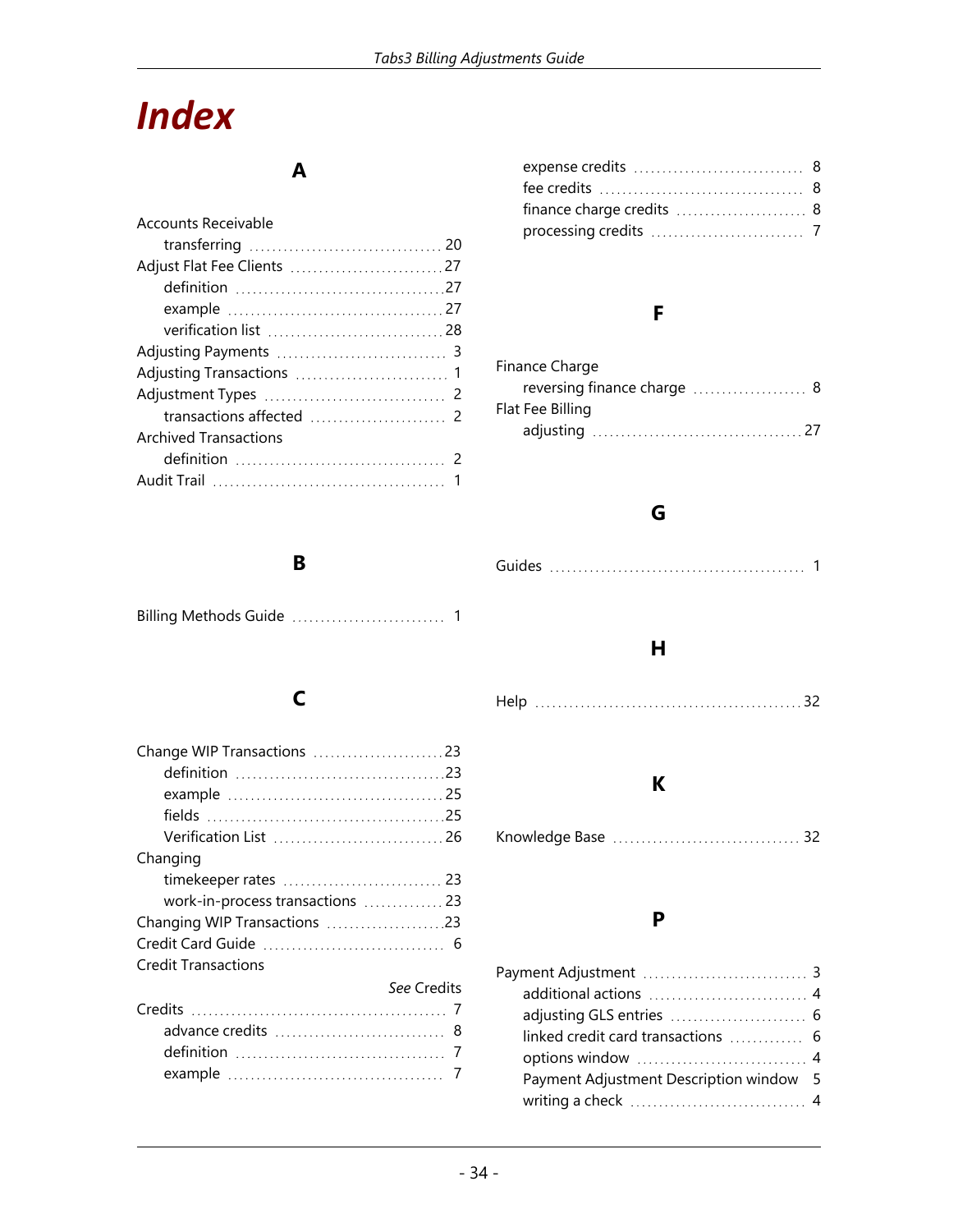# Index

## A

Accounts Receivable
- transferring ... 20

Adjust Flat Fee Clients ... 27
- definition ... 27
- example ... 27
- verification list ... 28

Adjusting Payments ... 3

Adjusting Transactions ... 1

Adjustment Types ... 2
- transactions affected ... 2

Archived Transactions
- definition ... 2

Audit Trail ... 1

## B

Billing Methods Guide ... 1

## C

Change WIP Transactions ... 23
- definition ... 23
- example ... 25
- fields ... 25
- Verification List ... 26

Changing
- timekeeper rates ... 23
- work-in-process transactions ... 23

Changing WIP Transactions ... 23

Credit Card Guide ... 6

Credit Transactions
- *See* Credits

Credits ... 7
- advance credits ... 8
- definition ... 7
- example ... 7
- expense credits ... 8
- fee credits ... 8
- finance charge credits ... 8
- processing credits ... 7

## F

Finance Charge
- reversing finance charge ... 8

Flat Fee Billing
- adjusting ... 27

## G

Guides ... 1

## H

Help ... 32

## K

Knowledge Base ... 32

## P

Payment Adjustment ... 3
- additional actions ... 4
- adjusting GLS entries ... 6
- linked credit card transactions ... 6
- options window ... 4
- Payment Adjustment Description window ... 5
- writing a check ... 4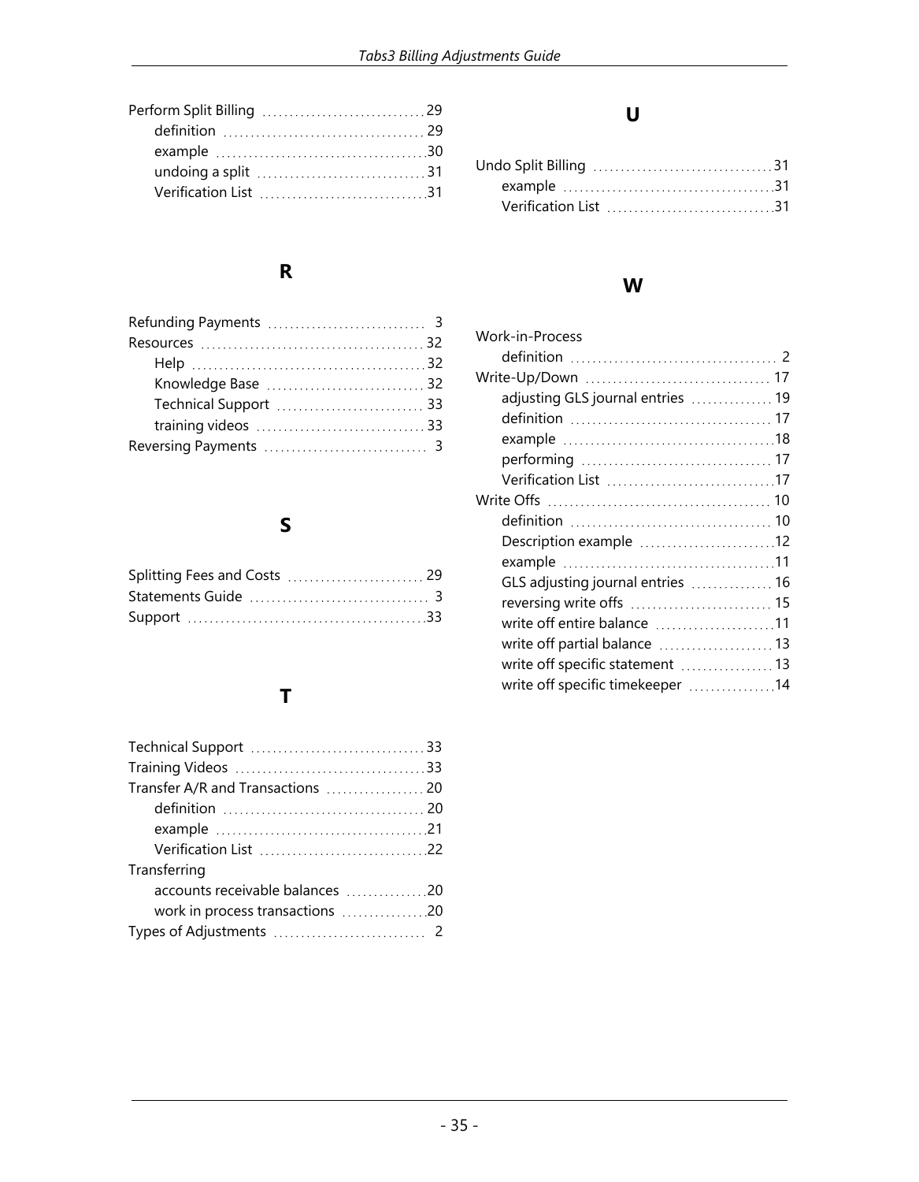- Perform Split Billing ..... 29
  - definition ..... 29
  - example ..... 30
  - undoing a split ..... 31
  - Verification List ..... 31

## R

- Refunding Payments ..... 3
- Resources ..... 32
  - Help ..... 32
  - Knowledge Base ..... 32
  - Technical Support ..... 33
  - training videos ..... 33
- Reversing Payments ..... 3

## S

- Splitting Fees and Costs ..... 29
- Statements Guide ..... 3
- Support ..... 33

## T

- Technical Support ..... 33
- Training Videos ..... 33
- Transfer A/R and Transactions ..... 20
  - definition ..... 20
  - example ..... 21
  - Verification List ..... 22
- Transferring
  - accounts receivable balances ..... 20
  - work in process transactions ..... 20
- Types of Adjustments ..... 2

## U

- Undo Split Billing ..... 31
  - example ..... 31
  - Verification List ..... 31

## W

- Work-in-Process
  - definition ..... 2
- Write-Up/Down ..... 17
  - adjusting GLS journal entries ..... 19
  - definition ..... 17
  - example ..... 18
  - performing ..... 17
  - Verification List ..... 17
- Write Offs ..... 10
  - definition ..... 10
  - Description example ..... 12
  - example ..... 11
  - GLS adjusting journal entries ..... 16
  - reversing write offs ..... 15
  - write off entire balance ..... 11
  - write off partial balance ..... 13
  - write off specific statement ..... 13
  - write off specific timekeeper ..... 14